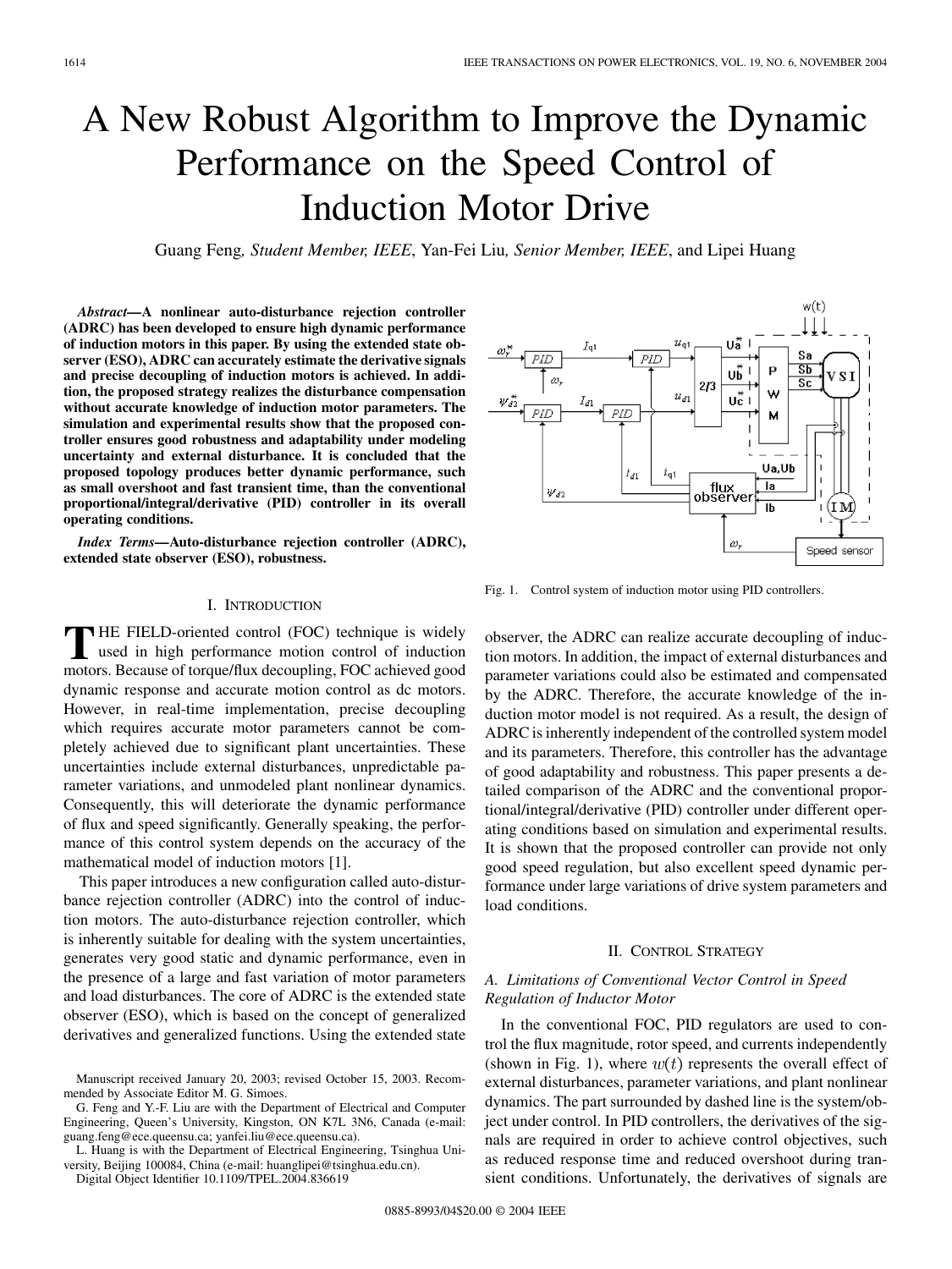# A New Robust Algorithm to Improve the Dynamic Performance on the Speed Control of Induction Motor Drive

Guang Feng, *Student Member, IEEE*, Yan-Fei Liu, *Senior Member, IEEE*, and Lipei Huang

***Abstract*—A nonlinear auto-disturbance rejection controller (ADRC) has been developed to ensure high dynamic performance of induction motors in this paper. By using the extended state observer (ESO), ADRC can accurately estimate the derivative signals and precise decoupling of induction motors is achieved. In addition, the proposed strategy realizes the disturbance compensation without accurate knowledge of induction motor parameters. The simulation and experimental results show that the proposed controller ensures good robustness and adaptability under modeling uncertainty and external disturbance. It is concluded that the proposed topology produces better dynamic performance, such as small overshoot and fast transient time, than the conventional proportional/integral/derivative (PID) controller in its overall operating conditions.**

***Index Terms*—Auto-disturbance rejection controller (ADRC), extended state observer (ESO), robustness.**

Fig. 1. Control system of induction motor using PID controllers.

## I. Introduction

The FIELD-oriented control (FOC) technique is widely used in high performance motion control of induction motors. Because of torque/flux decoupling, FOC achieved good dynamic response and accurate motion control as dc motors. However, in real-time implementation, precise decoupling which requires accurate motor parameters cannot be completely achieved due to significant plant uncertainties. These uncertainties include external disturbances, unpredictable parameter variations, and unmodeled plant nonlinear dynamics. Consequently, this will deteriorate the dynamic performance of flux and speed significantly. Generally speaking, the performance of this control system depends on the accuracy of the mathematical model of induction motors [1].

This paper introduces a new configuration called auto-disturbance rejection controller (ADRC) into the control of induction motors. The auto-disturbance rejection controller, which is inherently suitable for dealing with the system uncertainties, generates very good static and dynamic performance, even in the presence of a large and fast variation of motor parameters and load disturbances. The core of ADRC is the extended state observer (ESO), which is based on the concept of generalized derivatives and generalized functions. Using the extended state observer, the ADRC can realize accurate decoupling of induction motors. In addition, the impact of external disturbances and parameter variations could also be estimated and compensated by the ADRC. Therefore, the accurate knowledge of the induction motor model is not required. As a result, the design of ADRC is inherently independent of the controlled system model and its parameters. Therefore, this controller has the advantage of good adaptability and robustness. This paper presents a detailed comparison of the ADRC and the conventional proportional/integral/derivative (PID) controller under different operating conditions based on simulation and experimental results. It is shown that the proposed controller can provide not only good speed regulation, but also excellent speed dynamic performance under large variations of drive system parameters and load conditions.

## II. Control Strategy

### A. Limitations of Conventional Vector Control in Speed Regulation of Inductor Motor

In the conventional FOC, PID regulators are used to control the flux magnitude, rotor speed, and currents independently (shown in Fig. 1), where $w(t)$ represents the overall effect of external disturbances, parameter variations, and plant nonlinear dynamics. The part surrounded by dashed line is the system/object under control. In PID controllers, the derivatives of the signals are required in order to achieve control objectives, such as reduced response time and reduced overshoot during transient conditions. Unfortunately, the derivatives of signals are

Manuscript received January 20, 2003; revised October 15, 2003. Recommended by Associate Editor M. G. Simoes.

G. Feng and Y.-F. Liu are with the Department of Electrical and Computer Engineering, Queen's University, Kingston, ON K7L 3N6, Canada (e-mail: guang.feng@ece.queensu.ca; yanfei.liu@ece.queensu.ca).

L. Huang is with the Department of Electrical Engineering, Tsinghua University, Beijing 100084, China (e-mail: huanglipei@tsinghua.edu.cn).

Digital Object Identifier 10.1109/TPEL.2004.836619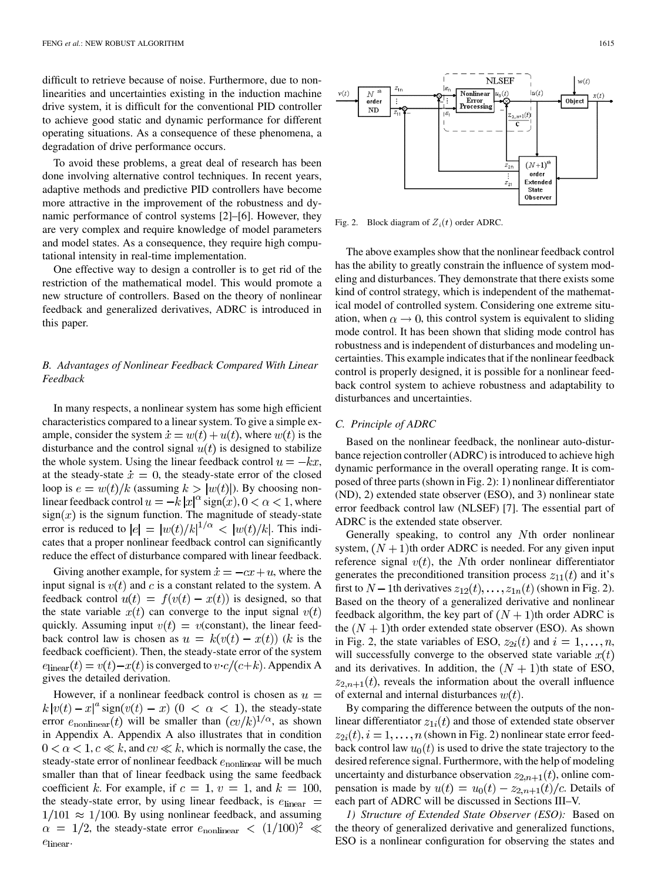difficult to retrieve because of noise. Furthermore, due to nonlinearities and uncertainties existing in the induction machine drive system, it is difficult for the conventional PID controller to achieve good static and dynamic performance for different operating situations. As a consequence of these phenomena, a degradation of drive performance occurs.

To avoid these problems, a great deal of research has been done involving alternative control techniques. In recent years, adaptive methods and predictive PID controllers have become more attractive in the improvement of the robustness and dynamic performance of control systems [2]–[6]. However, they are very complex and require knowledge of model parameters and model states. As a consequence, they require high computational intensity in real-time implementation.

One effective way to design a controller is to get rid of the restriction of the mathematical model. This would promote a new structure of controllers. Based on the theory of nonlinear feedback and generalized derivatives, ADRC is introduced in this paper.

### *B. Advantages of Nonlinear Feedback Compared With Linear Feedback*

In many respects, a nonlinear system has some high efficient characteristics compared to a linear system. To give a simple example, consider the system $\dot{x} = w(t) + u(t)$, where $w(t)$ is the disturbance and the control signal $u(t)$ is designed to stabilize the whole system. Using the linear feedback control $u = -kx$, at the steady-state $\dot{x} = 0$, the steady-state error of the closed loop is $e = w(t)/k$ (assuming $k > |w(t)|$). By choosing nonlinear feedback control $u = -k|x|^{\alpha}\,\mathrm{sign}(x), 0 < \alpha < 1$, where $\mathrm{sign}(x)$ is the signum function. The magnitude of steady-state error is reduced to $|e| = |w(t)/k|^{1/\alpha} < |w(t)/k|$. This indicates that a proper nonlinear feedback control can significantly reduce the effect of disturbance compared with linear feedback.

Giving another example, for system $\dot{x} = -cx + u$, where the input signal is $v(t)$ and $c$ is a constant related to the system. A feedback control $u(t) = f(v(t) - x(t))$ is designed, so that the state variable $x(t)$ can converge to the input signal $v(t)$ quickly. Assuming input $v(t) = v$(constant), the linear feedback control law is chosen as $u = k(v(t) - x(t))$ ($k$ is the feedback coefficient). Then, the steady-state error of the system $e_{\mathrm{linear}}(t) = v(t) - x(t)$ is converged to $v \cdot c/(c+k)$. Appendix A gives the detailed derivation.

However, if a nonlinear feedback control is chosen as $u = k|v(t) - x|^{a}\,\mathrm{sign}(v(t) - x)$ $(0 < \alpha < 1)$, the steady-state error $e_{\mathrm{nonlinear}}(t)$ will be smaller than $(cv/k)^{1/\alpha}$, as shown in Appendix A. Appendix A also illustrates that in condition $0 < \alpha < 1$, $c \ll k$, and $cv \ll k$, which is normally the case, the steady-state error of nonlinear feedback $e_{\mathrm{nonlinear}}$ will be much smaller than that of linear feedback using the same feedback coefficient $k$. For example, if $c = 1$, $v = 1$, and $k = 100$, the steady-state error, by using linear feedback, is $e_{\mathrm{linear}} = 1/101 \approx 1/100$. By using nonlinear feedback, and assuming $\alpha = 1/2$, the steady-state error $e_{\mathrm{nonlinear}} < (1/100)^2 \ll e_{\mathrm{linear}}$.

Fig. 2. Block diagram of $Z_i(t)$ order ADRC.

The above examples show that the nonlinear feedback control has the ability to greatly constrain the influence of system modeling and disturbances. They demonstrate that there exists some kind of control strategy, which is independent of the mathematical model of controlled system. Considering one extreme situation, when $\alpha \to 0$, this control system is equivalent to sliding mode control. It has been shown that sliding mode control has robustness and is independent of disturbances and modeling uncertainties. This example indicates that if the nonlinear feedback control is properly designed, it is possible for a nonlinear feedback control system to achieve robustness and adaptability to disturbances and uncertainties.

### *C. Principle of ADRC*

Based on the nonlinear feedback, the nonlinear auto-disturbance rejection controller (ADRC) is introduced to achieve high dynamic performance in the overall operating range. It is composed of three parts (shown in Fig. 2): 1) nonlinear differentiator (ND), 2) extended state observer (ESO), and 3) nonlinear state error feedback control law (NLSEF) [7]. The essential part of ADRC is the extended state observer.

Generally speaking, to control any $N$th order nonlinear system, $(N+1)$th order ADRC is needed. For any given input reference signal $v(t)$, the $N$th order nonlinear differentiator generates the preconditioned transition process $z_{11}(t)$ and it's first to $N-1$th derivatives $z_{12}(t), \ldots, z_{1n}(t)$ (shown in Fig. 2). Based on the theory of a generalized derivative and nonlinear feedback algorithm, the key part of $(N+1)$th order ADRC is the $(N+1)$th order extended state observer (ESO). As shown in Fig. 2, the state variables of ESO, $z_{2i}(t)$ and $i = 1, \ldots, n$, will successfully converge to the observed state variable $x(t)$ and its derivatives. In addition, the $(N+1)$th state of ESO, $z_{2,n+1}(t)$, reveals the information about the overall influence of external and internal disturbances $w(t)$.

By comparing the difference between the outputs of the nonlinear differentiator $z_{1i}(t)$ and those of extended state observer $z_{2i}(t), i = 1, \ldots, n$ (shown in Fig. 2) nonlinear state error feedback control law $u_0(t)$ is used to drive the state trajectory to the desired reference signal. Furthermore, with the help of modeling uncertainty and disturbance observation $z_{2,n+1}(t)$, online compensation is made by $u(t) = u_0(t) - z_{2,n+1}(t)/c$. Details of each part of ADRC will be discussed in Sections III–V.

*1) Structure of Extended State Observer (ESO):* Based on the theory of generalized derivative and generalized functions, ESO is a nonlinear configuration for observing the states and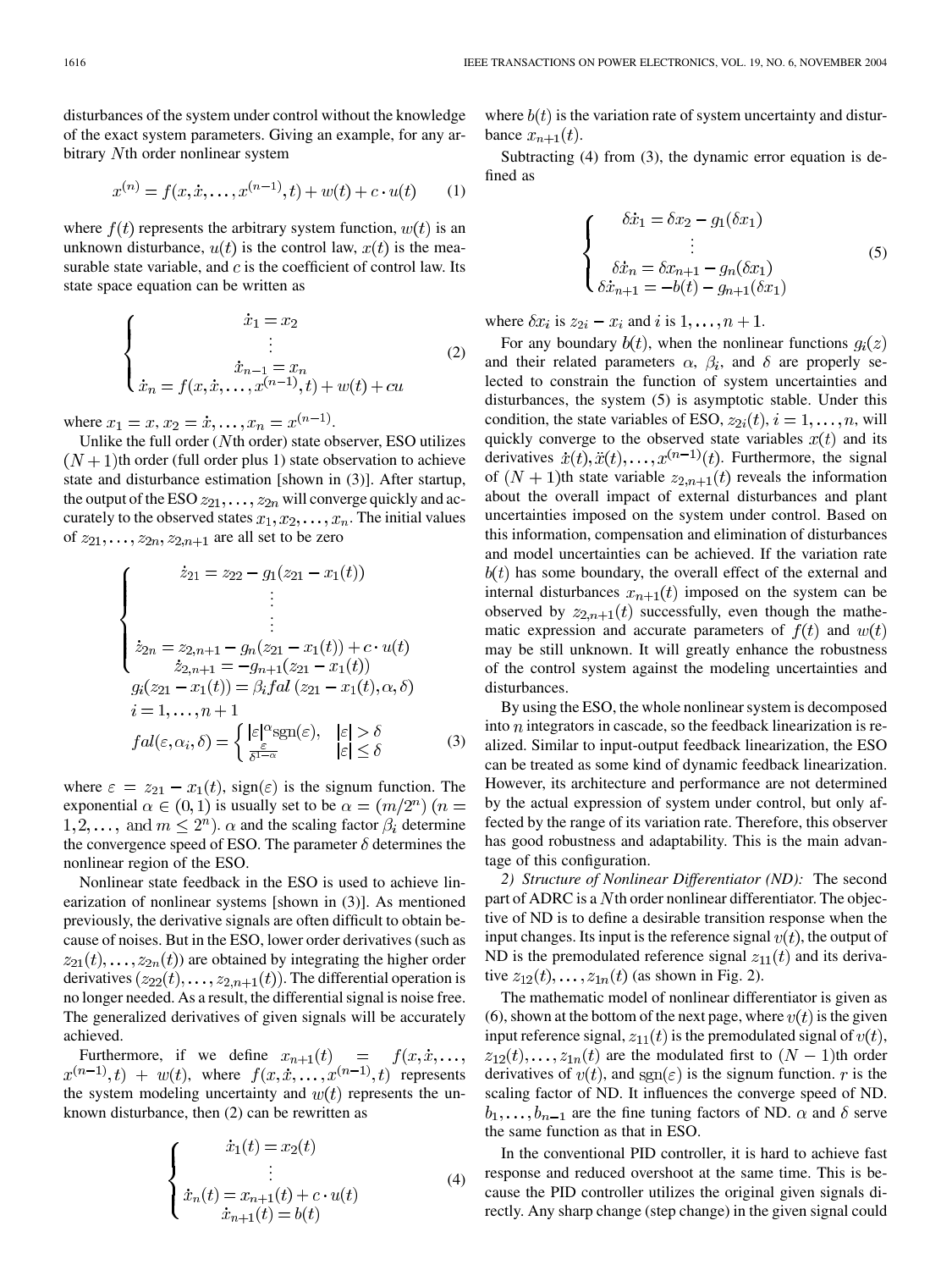disturbances of the system under control without the knowledge of the exact system parameters. Giving an example, for any arbitrary $N$th order nonlinear system

$$x^{(n)} = f(x, \dot{x}, \ldots, x^{(n-1)}, t) + w(t) + c \cdot u(t) \tag{1}$$

where $f(t)$ represents the arbitrary system function, $w(t)$ is an unknown disturbance, $u(t)$ is the control law, $x(t)$ is the measurable state variable, and $c$ is the coefficient of control law. Its state space equation can be written as

$$\begin{cases} \dot{x}_1 = x_2 \\ \vdots \\ \dot{x}_{n-1} = x_n \\ \dot{x}_n = f(x, \dot{x}, \ldots, x^{(n-1)}, t) + w(t) + cu \end{cases} \tag{2}$$

where $x_1 = x, x_2 = \dot{x}, \ldots, x_n = x^{(n-1)}$.

Unlike the full order ($N$th order) state observer, ESO utilizes $(N+1)$th order (full order plus 1) state observation to achieve state and disturbance estimation [shown in (3)]. After startup, the output of the ESO $z_{21}, \ldots, z_{2n}$ will converge quickly and accurately to the observed states $x_1, x_2, \ldots, x_n$. The initial values of $z_{21}, \ldots, z_{2n}, z_{2,n+1}$ are all set to be zero

$$\begin{cases} \dot{z}_{21} = z_{22} - g_1(z_{21} - x_1(t)) \\ \vdots \\ \vdots \\ \dot{z}_{2n} = z_{2,n+1} - g_n(z_{21} - x_1(t)) + c \cdot u(t) \\ \dot{z}_{2,n+1} = -g_{n+1}(z_{21} - x_1(t)) \\ g_i(z_{21} - x_1(t)) = \beta_i fal\left(z_{21} - x_1(t), \alpha, \delta\right) \\ i = 1, \ldots, n+1 \\ fal(\varepsilon, \alpha_i, \delta) = \begin{cases} |\varepsilon|^{\alpha} \text{sgn}(\varepsilon), & |\varepsilon| > \delta \\ \frac{\varepsilon}{\delta^{1-\alpha}} & |\varepsilon| \le \delta \end{cases} \end{cases} \tag{3}$$

where $\varepsilon = z_{21} - x_1(t)$, $\text{sign}(\varepsilon)$ is the signum function. The exponential $\alpha \in (0, 1)$ is usually set to be $\alpha = (m/2^n)$ ($n = 1, 2, \ldots,$ and $m \le 2^n$). $\alpha$ and the scaling factor $\beta_i$ determine the convergence speed of ESO. The parameter $\delta$ determines the nonlinear region of the ESO.

Nonlinear state feedback in the ESO is used to achieve linearization of nonlinear systems [shown in (3)]. As mentioned previously, the derivative signals are often difficult to obtain because of noises. But in the ESO, lower order derivatives (such as $z_{21}(t), \ldots, z_{2n}(t)$) are obtained by integrating the higher order derivatives $(z_{22}(t), \ldots, z_{2,n+1}(t))$. The differential operation is no longer needed. As a result, the differential signal is noise free. The generalized derivatives of given signals will be accurately achieved.

Furthermore, if we define $x_{n+1}(t) = f(x, \dot{x}, \ldots, x^{(n-1)}, t) + w(t)$, where $f(x, \dot{x}, \ldots, x^{(n-1)}, t)$ represents the system modeling uncertainty and $w(t)$ represents the unknown disturbance, then (2) can be rewritten as

$$\begin{cases} \dot{x}_1(t) = x_2(t) \\ \vdots \\ \dot{x}_n(t) = x_{n+1}(t) + c \cdot u(t) \\ \dot{x}_{n+1}(t) = b(t) \end{cases} \tag{4}$$

where $b(t)$ is the variation rate of system uncertainty and disturbance $x_{n+1}(t)$.

Subtracting (4) from (3), the dynamic error equation is defined as

$$\begin{cases} \delta\dot{x}_1 = \delta x_2 - g_1(\delta x_1) \\ \vdots \\ \delta\dot{x}_n = \delta x_{n+1} - g_n(\delta x_1) \\ \delta\dot{x}_{n+1} = -b(t) - g_{n+1}(\delta x_1) \end{cases} \tag{5}$$

where $\delta x_i$ is $z_{2i} - x_i$ and $i$ is $1, \ldots, n+1$.

For any boundary $b(t)$, when the nonlinear functions $g_i(z)$ and their related parameters $\alpha$, $\beta_i$, and $\delta$ are properly selected to constrain the function of system uncertainties and disturbances, the system (5) is asymptotic stable. Under this condition, the state variables of ESO, $z_{2i}(t), i = 1, \ldots, n$, will quickly converge to the observed state variables $x(t)$ and its derivatives $\dot{x}(t), \ddot{x}(t), \ldots, x^{(n-1)}(t)$. Furthermore, the signal of $(N+1)$th state variable $z_{2,n+1}(t)$ reveals the information about the overall impact of external disturbances and plant uncertainties imposed on the system under control. Based on this information, compensation and elimination of disturbances and model uncertainties can be achieved. If the variation rate $b(t)$ has some boundary, the overall effect of the external and internal disturbances $x_{n+1}(t)$ imposed on the system can be observed by $z_{2,n+1}(t)$ successfully, even though the mathematic expression and accurate parameters of $f(t)$ and $w(t)$ may be still unknown. It will greatly enhance the robustness of the control system against the modeling uncertainties and disturbances.

By using the ESO, the whole nonlinear system is decomposed into $n$ integrators in cascade, so the feedback linearization is realized. Similar to input-output feedback linearization, the ESO can be treated as some kind of dynamic feedback linearization. However, its architecture and performance are not determined by the actual expression of system under control, but only affected by the range of its variation rate. Therefore, this observer has good robustness and adaptability. This is the main advantage of this configuration.

*2) Structure of Nonlinear Differentiator (ND):* The second part of ADRC is a $N$th order nonlinear differentiator. The objective of ND is to define a desirable transition response when the input changes. Its input is the reference signal $v(t)$, the output of ND is the premodulated reference signal $z_{11}(t)$ and its derivative $z_{12}(t), \ldots, z_{1n}(t)$ (as shown in Fig. 2).

The mathematic model of nonlinear differentiator is given as (6), shown at the bottom of the next page, where $v(t)$ is the given input reference signal, $z_{11}(t)$ is the premodulated signal of $v(t)$, $z_{12}(t), \ldots, z_{1n}(t)$ are the modulated first to $(N-1)$th order derivatives of $v(t)$, and $\text{sgn}(\varepsilon)$ is the signum function. $r$ is the scaling factor of ND. It influences the converge speed of ND. $b_1, \ldots, b_{n-1}$ are the fine tuning factors of ND. $\alpha$ and $\delta$ serve the same function as that in ESO.

In the conventional PID controller, it is hard to achieve fast response and reduced overshoot at the same time. This is because the PID controller utilizes the original given signals directly. Any sharp change (step change) in the given signal could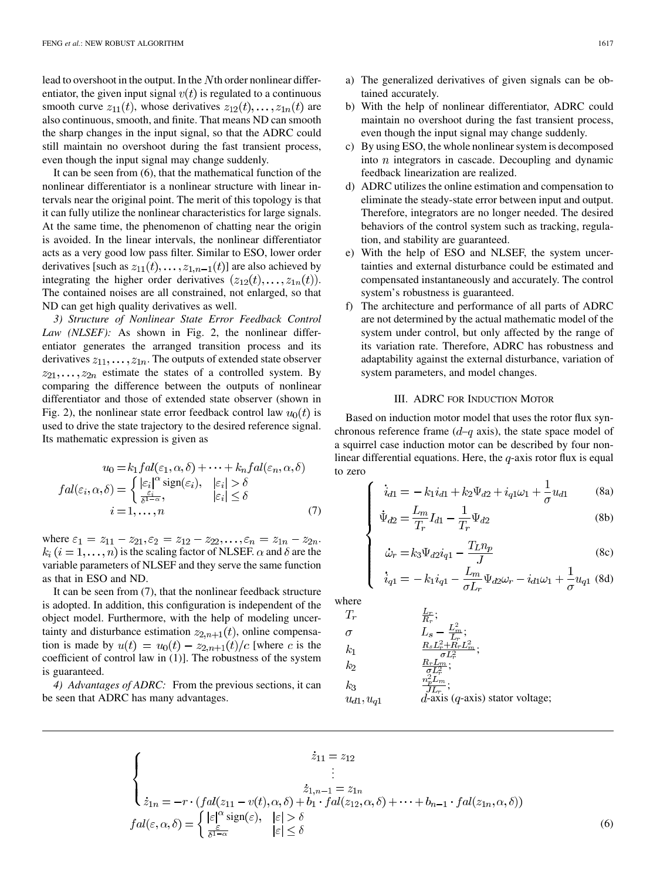lead to overshoot in the output. In the $N$th order nonlinear differentiator, the given input signal $v(t)$ is regulated to a continuous smooth curve $z_{11}(t)$, whose derivatives $z_{12}(t), \ldots, z_{1n}(t)$ are also continuous, smooth, and finite. That means ND can smooth the sharp changes in the input signal, so that the ADRC could still maintain no overshoot during the fast transient process, even though the input signal may change suddenly.

It can be seen from (6), that the mathematical function of the nonlinear differentiator is a nonlinear structure with linear intervals near the original point. The merit of this topology is that it can fully utilize the nonlinear characteristics for large signals. At the same time, the phenomenon of chatting near the origin is avoided. In the linear intervals, the nonlinear differentiator acts as a very good low pass filter. Similar to ESO, lower order derivatives [such as $z_{11}(t), \ldots, z_{1,n-1}(t)$] are also achieved by integrating the higher order derivatives $(z_{12}(t), \ldots, z_{1n}(t))$. The contained noises are all constrained, not enlarged, so that ND can get high quality derivatives as well.

*3) Structure of Nonlinear State Error Feedback Control Law (NLSEF):* As shown in Fig. 2, the nonlinear differentiator generates the arranged transition process and its derivatives $z_{11}, \ldots, z_{1n}$. The outputs of extended state observer $z_{21}, \ldots, z_{2n}$ estimate the states of a controlled system. By comparing the difference between the outputs of nonlinear differentiator and those of extended state observer (shown in Fig. 2), the nonlinear state error feedback control law $u_0(t)$ is used to drive the state trajectory to the desired reference signal. Its mathematic expression is given as

$$
\begin{aligned}
u_0 &= k_1 fal(\varepsilon_1, \alpha, \delta) + \cdots + k_n fal(\varepsilon_n, \alpha, \delta) \\
fal(\varepsilon_i, \alpha, \delta) &= \begin{cases} |\varepsilon_i|^{\alpha} \operatorname{sign}(\varepsilon_i), & |\varepsilon_i| > \delta \\ \frac{\varepsilon_i}{\delta^{1-\alpha}}, & |\varepsilon_i| \le \delta \end{cases} \\
i &= 1, \ldots, n
\end{aligned}
\tag{7}
$$

where $\varepsilon_1 = z_{11} - z_{21}, \varepsilon_2 = z_{12} - z_{22}, \ldots, \varepsilon_n = z_{1n} - z_{2n}$. $k_i\,(i = 1, \ldots, n)$ is the scaling factor of NLSEF. $\alpha$ and $\delta$ are the variable parameters of NLSEF and they serve the same function as that in ESO and ND.

It can be seen from (7), that the nonlinear feedback structure is adopted. In addition, this configuration is independent of the object model. Furthermore, with the help of modeling uncertainty and disturbance estimation $z_{2,n+1}(t)$, online compensation is made by $u(t) = u_0(t) - z_{2,n+1}(t)/c$ [where $c$ is the coefficient of control law in (1)]. The robustness of the system is guaranteed.

*4) Advantages of ADRC:* From the previous sections, it can be seen that ADRC has many advantages.

a) The generalized derivatives of given signals can be obtained accurately.

b) With the help of nonlinear differentiator, ADRC could maintain no overshoot during the fast transient process, even though the input signal may change suddenly.

c) By using ESO, the whole nonlinear system is decomposed into $n$ integrators in cascade. Decoupling and dynamic feedback linearization are realized.

d) ADRC utilizes the online estimation and compensation to eliminate the steady-state error between input and output. Therefore, integrators are no longer needed. The desired behaviors of the control system such as tracking, regulation, and stability are guaranteed.

e) With the help of ESO and NLSEF, the system uncertainties and external disturbance could be estimated and compensated instantaneously and accurately. The control system's robustness is guaranteed.

f) The architecture and performance of all parts of ADRC are not determined by the actual mathematic model of the system under control, but only affected by the range of its variation rate. Therefore, ADRC has robustness and adaptability against the external disturbance, variation of system parameters, and model changes.

## III. ADRC for Induction Motor

Based on induction motor model that uses the rotor flux synchronous reference frame ($d$–$q$ axis), the state space model of a squirrel case induction motor can be described by four nonlinear differential equations. Here, the $q$-axis rotor flux is equal to zero

$$
\begin{cases}
\dot{i}_{d1} = -k_1 i_{d1} + k_2 \Psi_{d2} + i_{q1}\omega_1 + \frac{1}{\sigma} u_{d1} & \text{(8a)} \\
\dot{\Psi}_{d2} = \frac{L_m}{T_r} I_{d1} - \frac{1}{T_r}\Psi_{d2} & \text{(8b)} \\
\dot{\omega}_r = k_3 \Psi_{d2} i_{q1} - \frac{T_L n_p}{J} & \text{(8c)} \\
\dot{i}_{q1} = -k_1 i_{q1} - \frac{L_m}{\sigma L_r}\Psi_{d2}\omega_r - i_{d1}\omega_1 + \frac{1}{\sigma} u_{q1} & \text{(8d)}
\end{cases}
$$

where

| | |
|---|---|
| $T_r$ | $\frac{L_r}{R_r}$; |
| $\sigma$ | $L_s - \frac{L_m^2}{L_r}$; |
| $k_1$ | $\frac{R_s L_r^2 + R_r L_m^2}{\sigma L_r^2}$; |
| $k_2$ | $\frac{R_r L_m}{\sigma L_r^2}$; |
| $k_3$ | $\frac{n_p^2 L_m}{J L_r}$; |
| $u_{d1}, u_{q1}$ | $d$-axis ($q$-axis) stator voltage; |

$$
\begin{cases}
\dot{z}_{11} = z_{12} \\
\vdots \\
\dot{z}_{1,n-1} = z_{1n} \\
\dot{z}_{1n} = -r \cdot \left(fal(z_{11} - v(t), \alpha, \delta) + b_1 \cdot fal(z_{12}, \alpha, \delta) + \cdots + b_{n-1} \cdot fal(z_{1n}, \alpha, \delta)\right)
\end{cases}
$$
$$
fal(\varepsilon, \alpha, \delta) = \begin{cases} |\varepsilon|^{\alpha} \operatorname{sign}(\varepsilon), & |\varepsilon| > \delta \\ \frac{\varepsilon}{\delta^{1-\alpha}} & |\varepsilon| \le \delta \end{cases}
\tag{6}
$$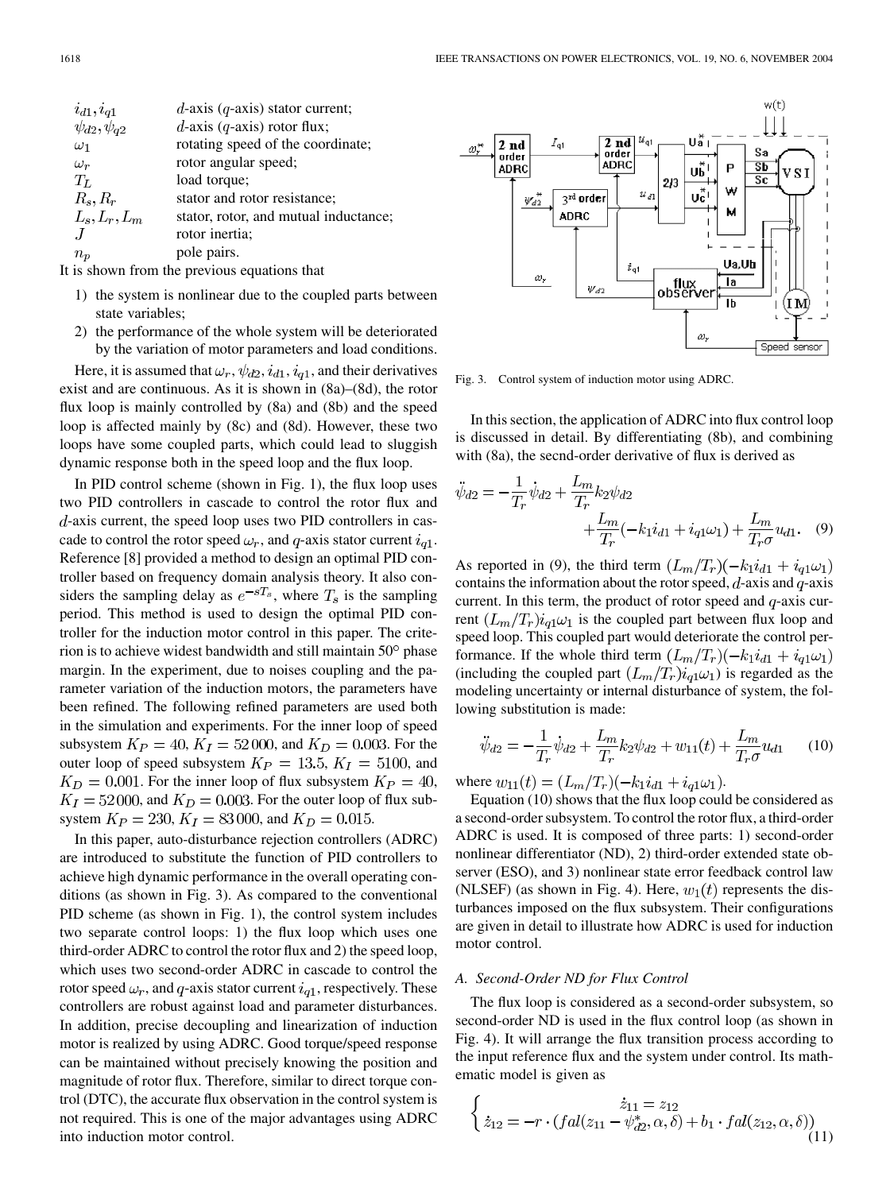| | |
|---|---|
| $i_{d1}, i_{q1}$ | $d$-axis ($q$-axis) stator current; |
| $\psi_{d2}, \psi_{q2}$ | $d$-axis ($q$-axis) rotor flux; |
| $\omega_1$ | rotating speed of the coordinate; |
| $\omega_r$ | rotor angular speed; |
| $T_L$ | load torque; |
| $R_s, R_r$ | stator and rotor resistance; |
| $L_s, L_r, L_m$ | stator, rotor, and mutual inductance; |
| $J$ | rotor inertia; |
| $n_p$ | pole pairs. |

It is shown from the previous equations that

1) the system is nonlinear due to the coupled parts between state variables;
2) the performance of the whole system will be deteriorated by the variation of motor parameters and load conditions.

Here, it is assumed that $\omega_r, \psi_{d2}, i_{d1}, i_{q1}$, and their derivatives exist and are continuous. As it is shown in (8a)–(8d), the rotor flux loop is mainly controlled by (8a) and (8b) and the speed loop is affected mainly by (8c) and (8d). However, these two loops have some coupled parts, which could lead to sluggish dynamic response both in the speed loop and the flux loop.

In PID control scheme (shown in Fig. 1), the flux loop uses two PID controllers in cascade to control the rotor flux and $d$-axis current, the speed loop uses two PID controllers in cascade to control the rotor speed $\omega_r$, and $q$-axis stator current $i_{q1}$. Reference [8] provided a method to design an optimal PID controller based on frequency domain analysis theory. It also considers the sampling delay as $e^{-sT_s}$, where $T_s$ is the sampling period. This method is used to design the optimal PID controller for the induction motor control in this paper. The criterion is to achieve widest bandwidth and still maintain 50° phase margin. In the experiment, due to noises coupling and the parameter variation of the induction motors, the parameters have been refined. The following refined parameters are used both in the simulation and experiments. For the inner loop of speed subsystem $K_P = 40$, $K_I = 52\,000$, and $K_D = 0.003$. For the outer loop of speed subsystem $K_P = 13.5$, $K_I = 5100$, and $K_D = 0.001$. For the inner loop of flux subsystem $K_P = 40$, $K_I = 52\,000$, and $K_D = 0.003$. For the outer loop of flux subsystem $K_P = 230$, $K_I = 83\,000$, and $K_D = 0.015$.

In this paper, auto-disturbance rejection controllers (ADRC) are introduced to substitute the function of PID controllers to achieve high dynamic performance in the overall operating conditions (as shown in Fig. 3). As compared to the conventional PID scheme (as shown in Fig. 1), the control system includes two separate control loops: 1) the flux loop which uses one third-order ADRC to control the rotor flux and 2) the speed loop, which uses two second-order ADRC in cascade to control the rotor speed $\omega_r$, and $q$-axis stator current $i_{q1}$, respectively. These controllers are robust against load and parameter disturbances. In addition, precise decoupling and linearization of induction motor is realized by using ADRC. Good torque/speed response can be maintained without precisely knowing the position and magnitude of rotor flux. Therefore, similar to direct torque control (DTC), the accurate flux observation in the control system is not required. This is one of the major advantages using ADRC into induction motor control.

Fig. 3. Control system of induction motor using ADRC.

In this section, the application of ADRC into flux control loop is discussed in detail. By differentiating (8b), and combining with (8a), the secnd-order derivative of flux is derived as

$$\ddot{\psi}_{d2} = -\frac{1}{T_r}\dot{\psi}_{d2} + \frac{L_m}{T_r}k_2\psi_{d2} + \frac{L_m}{T_r}(-k_1 i_{d1} + i_{q1}\omega_1) + \frac{L_m}{T_r\sigma}u_{d1}. \quad (9)$$

As reported in (9), the third term $(L_m/T_r)(-k_1 i_{d1} + i_{q1}\omega_1)$ contains the information about the rotor speed, $d$-axis and $q$-axis current. In this term, the product of rotor speed and $q$-axis current $(L_m/T_r)i_{q1}\omega_1$ is the coupled part between flux loop and speed loop. This coupled part would deteriorate the control performance. If the whole third term $(L_m/T_r)(-k_1 i_{d1} + i_{q1}\omega_1)$ (including the coupled part $(L_m/T_r)i_{q1}\omega_1$) is regarded as the modeling uncertainty or internal disturbance of system, the following substitution is made:

$$\ddot{\psi}_{d2} = -\frac{1}{T_r}\dot{\psi}_{d2} + \frac{L_m}{T_r}k_2\psi_{d2} + w_{11}(t) + \frac{L_m}{T_r\sigma}u_{d1} \quad (10)$$

where $w_{11}(t) = (L_m/T_r)(-k_1 i_{d1} + i_{q1}\omega_1)$.

Equation (10) shows that the flux loop could be considered as a second-order subsystem. To control the rotor flux, a third-order ADRC is used. It is composed of three parts: 1) second-order nonlinear differentiator (ND), 2) third-order extended state observer (ESO), and 3) nonlinear state error feedback control law (NLSEF) (as shown in Fig. 4). Here, $w_1(t)$ represents the disturbances imposed on the flux subsystem. Their configurations are given in detail to illustrate how ADRC is used for induction motor control.

### A. Second-Order ND for Flux Control

The flux loop is considered as a second-order subsystem, so second-order ND is used in the flux control loop (as shown in Fig. 4). It will arrange the flux transition process according to the input reference flux and the system under control. Its mathematical model is given as

$$\begin{cases} \dot{z}_{11} = z_{12} \\ \dot{z}_{12} = -r \cdot (fal(z_{11} - \psi_{d2}^*, \alpha, \delta) + b_1 \cdot fal(z_{12}, \alpha, \delta)) \end{cases} \quad (11)$$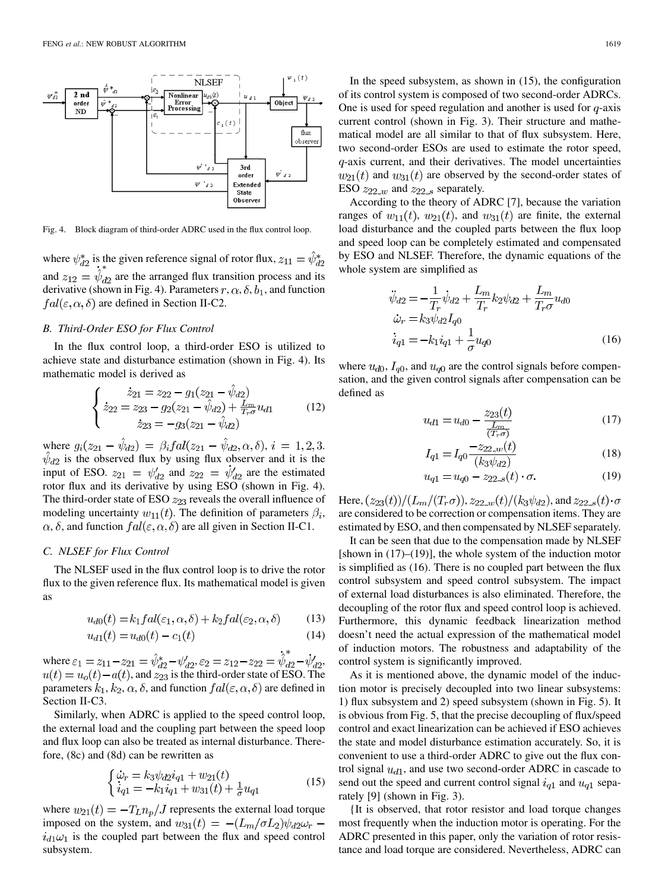Fig. 4. Block diagram of third-order ADRC used in the flux control loop.

where $\psi_{d2}^*$ is the given reference signal of rotor flux, $z_{11} = \hat{\psi}_{d2}^*$ and $z_{12} = \dot{\hat{\psi}}_{d2}^*$ are the arranged flux transition process and its derivative (shown in Fig. 4). Parameters $r, \alpha, \delta, b_1$, and function $fal(\varepsilon, \alpha, \delta)$ are defined in Section II-C2.

### B. Third-Order ESO for Flux Control

In the flux control loop, a third-order ESO is utilized to achieve state and disturbance estimation (shown in Fig. 4). Its mathematic model is derived as

$$\begin{cases} \dot{z}_{21} = z_{22} - g_1(z_{21} - \hat{\psi}_{d2}) \\ \dot{z}_{22} = z_{23} - g_2(z_{21} - \hat{\psi}_{d2}) + \frac{L_m}{T_r\sigma}u_{d1} \\ \dot{z}_{23} = -g_3(z_{21} - \hat{\psi}_{d2}) \end{cases} \tag{12}$$

where $g_i(z_{21} - \hat{\psi}_{d2}) = \beta_i fal(z_{21} - \hat{\psi}_{d2}, \alpha, \delta)$, $i = 1, 2, 3$. $\hat{\psi}_{d2}$ is the observed flux by using flux observer and it is the input of ESO. $z_{21} = \psi'_{d2}$ and $z_{22} = \dot{\psi}'_{d2}$ are the estimated rotor flux and its derivative by using ESO (shown in Fig. 4). The third-order state of ESO $z_{23}$ reveals the overall influence of modeling uncertainty $w_{11}(t)$. The definition of parameters $\beta_i$, $\alpha$, $\delta$, and function $fal(\varepsilon, \alpha, \delta)$ are all given in Section II-C1.

### C. NLSEF for Flux Control

The NLSEF used in the flux control loop is to drive the rotor flux to the given reference flux. Its mathematical model is given as

$$u_{d0}(t) = k_1 fal(\varepsilon_1, \alpha, \delta) + k_2 fal(\varepsilon_2, \alpha, \delta) \tag{13}$$

$$u_{d1}(t) = u_{d0}(t) - c_1(t) \tag{14}$$

where $\varepsilon_1 = z_{11} - z_{21} = \hat{\psi}_{d2}^* - \psi'_{d2}, \varepsilon_2 = z_{12} - z_{22} = \dot{\hat{\psi}}_{d2}^* - \dot{\psi}'_{d2}$, $u(t) = u_o(t) - a(t)$, and $z_{23}$ is the third-order state of ESO. The parameters $k_1, k_2, \alpha, \delta$, and function $fal(\varepsilon, \alpha, \delta)$ are defined in Section II-C3.

Similarly, when ADRC is applied to the speed control loop, the external load and the coupling part between the speed loop and flux loop can also be treated as internal disturbance. Therefore, (8c) and (8d) can be rewritten as

$$\begin{cases} \dot{\omega}_r = k_3\psi_{d2}i_{q1} + w_{21}(t) \\ \dot{i}_{q1} = -k_1 i_{q1} + w_{31}(t) + \frac{1}{\sigma}u_{q1} \end{cases} \tag{15}$$

where $w_{21}(t) = -T_L n_p/J$ represents the external load torque imposed on the system, and $w_{31}(t) = -(L_m/\sigma L_2)\psi_{d2}\omega_r - i_{d1}\omega_1$ is the coupled part between the flux and speed control subsystem.

In the speed subsystem, as shown in (15), the configuration of its control system is composed of two second-order ADRCs. One is used for speed regulation and another is used for $q$-axis current control (shown in Fig. 3). Their structure and mathematical model are all similar to that of flux subsystem. Here, two second-order ESOs are used to estimate the rotor speed, $q$-axis current, and their derivatives. The model uncertainties $w_{21}(t)$ and $w_{31}(t)$ are observed by the second-order states of ESO $z_{22\_w}$ and $z_{22\_s}$ separately.

According to the theory of ADRC [7], because the variation ranges of $w_{11}(t)$, $w_{21}(t)$, and $w_{31}(t)$ are finite, the external load disturbance and the coupled parts between the flux loop and speed loop can be completely estimated and compensated by ESO and NLSEF. Therefore, the dynamic equations of the whole system are simplified as

$$\begin{aligned} \ddot{\psi}_{d2} &= -\frac{1}{T_r}\dot{\psi}_{d2} + \frac{L_m}{T_r}k_2\psi_{d2} + \frac{L_m}{T_r\sigma}u_{d0} \\ \dot{\omega}_r &= k_3\psi_{d2}I_{q0} \\ \dot{i}_{q1} &= -k_1 i_{q1} + \frac{1}{\sigma}u_{q0} \end{aligned} \tag{16}$$

where $u_{d0}$, $I_{q0}$, and $u_{q0}$ are the control signals before compensation, and the given control signals after compensation can be defined as

$$u_{d1} = u_{d0} - \frac{z_{23}(t)}{\frac{L_m}{(T_r\sigma)}} \tag{17}$$

$$I_{q1} = I_{q0}\frac{-z_{22\_w}(t)}{(k_3\psi_{d2})} \tag{18}$$

$$u_{q1} = u_{q0} - z_{22\_s}(t)\cdot\sigma. \tag{19}$$

Here, $(z_{23}(t))/(L_m/(T_r\sigma))$, $z_{22\_w}(t)/(k_3\psi_{d2})$, and $z_{22\_s}(t)\cdot\sigma$ are considered to be correction or compensation items. They are estimated by ESO, and then compensated by NLSEF separately.

It can be seen that due to the compensation made by NLSEF [shown in (17)–(19)], the whole system of the induction motor is simplified as (16). There is no coupled part between the flux control subsystem and speed control subsystem. The impact of external load disturbances is also eliminated. Therefore, the decoupling of the rotor flux and speed control loop is achieved. Furthermore, this dynamic feedback linearization method doesn't need the actual expression of the mathematical model of induction motors. The robustness and adaptability of the control system is significantly improved.

As it is mentioned above, the dynamic model of the induction motor is precisely decoupled into two linear subsystems: 1) flux subsystem and 2) speed subsystem (shown in Fig. 5). It is obvious from Fig. 5, that the precise decoupling of flux/speed control and exact linearization can be achieved if ESO achieves the state and model disturbance estimation accurately. So, it is convenient to use a third-order ADRC to give out the flux control signal $u_{d1}$, and use two second-order ADRC in cascade to send out the speed and current control signal $i_{q1}$ and $u_{q1}$ separately [9] (shown in Fig. 3).

{It is observed, that rotor resistor and load torque changes most frequently when the induction motor is operating. For the ADRC presented in this paper, only the variation of rotor resistance and load torque are considered. Nevertheless, ADRC can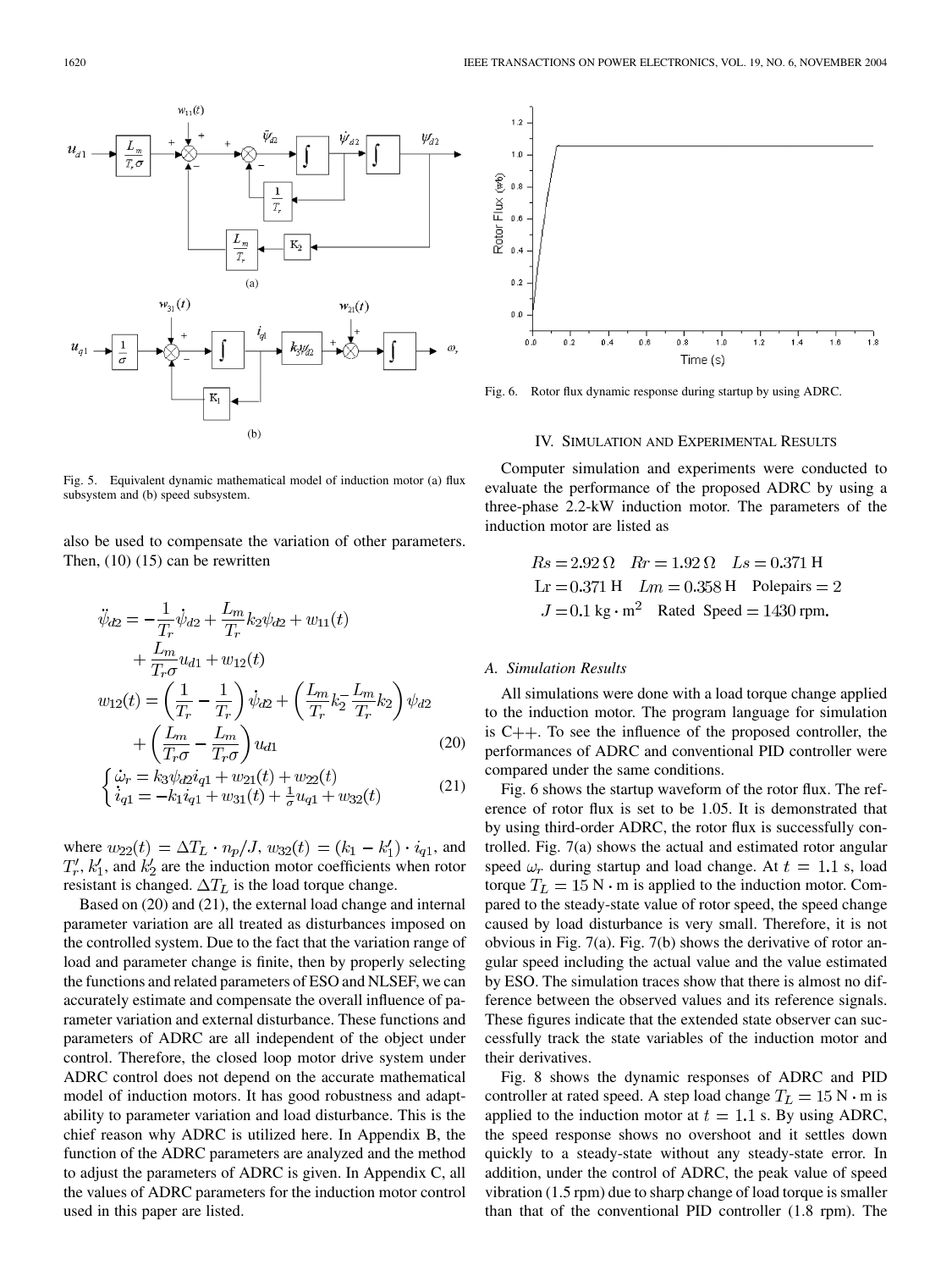Fig. 5. Equivalent dynamic mathematical model of induction motor (a) flux subsystem and (b) speed subsystem.

Fig. 6. Rotor flux dynamic response during startup by using ADRC.

also be used to compensate the variation of other parameters. Then, (10) (15) can be rewritten

$$
\begin{aligned}
\ddot{\psi}_{d2} &= -\frac{1}{T_r}\dot{\psi}_{d2} + \frac{L_m}{T_r}k_2\psi_{d2} + w_{11}(t) \\
&\quad + \frac{L_m}{T_r\sigma}u_{d1} + w_{12}(t) \\
w_{12}(t) &= \left(\frac{1}{T_r} - \frac{1}{T_r'}\right)\dot{\psi}_{d2} + \left(\frac{L_m}{T_r'}k_2' - \frac{L_m}{T_r}k_2\right)\psi_{d2} \\
&\quad + \left(\frac{L_m}{T_r'\sigma} - \frac{L_m}{T_r\sigma}\right)u_{d1}
\end{aligned} \tag{20}
$$

$$
\begin{cases}
\dot{\omega}_r = k_3\psi_{d2}i_{q1} + w_{21}(t) + w_{22}(t) \\
\dot{i}_{q1} = -k_1 i_{q1} + w_{31}(t) + \frac{1}{\sigma}u_{q1} + w_{32}(t)
\end{cases} \tag{21}
$$

where $w_{22}(t) = \Delta T_L \cdot n_p / J$, $w_{32}(t) = (k_1 - k_1') \cdot i_{q1}$, and $T_r'$, $k_1'$, and $k_2'$ are the induction motor coefficients when rotor resistant is changed. $\Delta T_L$ is the load torque change.

Based on (20) and (21), the external load change and internal parameter variation are all treated as disturbances imposed on the controlled system. Due to the fact that the variation range of load and parameter change is finite, then by properly selecting the functions and related parameters of ESO and NLSEF, we can accurately estimate and compensate the overall influence of parameter variation and external disturbance. These functions and parameters of ADRC are all independent of the object under control. Therefore, the closed loop motor drive system under ADRC control does not depend on the accurate mathematical model of induction motors. It has good robustness and adaptability to parameter variation and load disturbance. This is the chief reason why ADRC is utilized here. In Appendix B, the function of the ADRC parameters are analyzed and the method to adjust the parameters of ADRC is given. In Appendix C, all the values of ADRC parameters for the induction motor control used in this paper are listed.

## IV. Simulation and Experimental Results

Computer simulation and experiments were conducted to evaluate the performance of the proposed ADRC by using a three-phase 2.2-kW induction motor. The parameters of the induction motor are listed as

$$
\begin{aligned}
&Rs = 2.92\,\Omega \quad Rr = 1.92\,\Omega \quad Ls = 0.371\text{ H} \\
&\text{Lr} = 0.371\text{ H} \quad Lm = 0.358\text{ H} \quad \text{Polepairs} = 2 \\
&J = 0.1\text{ kg}\cdot\text{m}^2 \quad \text{Rated Speed} = 1430\text{ rpm}.
\end{aligned}
$$

### A. Simulation Results

All simulations were done with a load torque change applied to the induction motor. The program language for simulation is C++. To see the influence of the proposed controller, the performances of ADRC and conventional PID controller were compared under the same conditions.

Fig. 6 shows the startup waveform of the rotor flux. The reference of rotor flux is set to be 1.05. It is demonstrated that by using third-order ADRC, the rotor flux is successfully controlled. Fig. 7(a) shows the actual and estimated rotor angular speed $\omega_r$ during startup and load change. At $t = 1.1$ s, load torque $T_L = 15\text{ N}\cdot\text{m}$ is applied to the induction motor. Compared to the steady-state value of rotor speed, the speed change caused by load disturbance is very small. Therefore, it is not obvious in Fig. 7(a). Fig. 7(b) shows the derivative of rotor angular speed including the actual value and the value estimated by ESO. The simulation traces show that there is almost no difference between the observed values and its reference signals. These figures indicate that the extended state observer can successfully track the state variables of the induction motor and their derivatives.

Fig. 8 shows the dynamic responses of ADRC and PID controller at rated speed. A step load change $T_L = 15\text{ N}\cdot\text{m}$ is applied to the induction motor at $t = 1.1$ s. By using ADRC, the speed response shows no overshoot and it settles down quickly to a steady-state without any steady-state error. In addition, under the control of ADRC, the peak value of speed vibration (1.5 rpm) due to sharp change of load torque is smaller than that of the conventional PID controller (1.8 rpm). The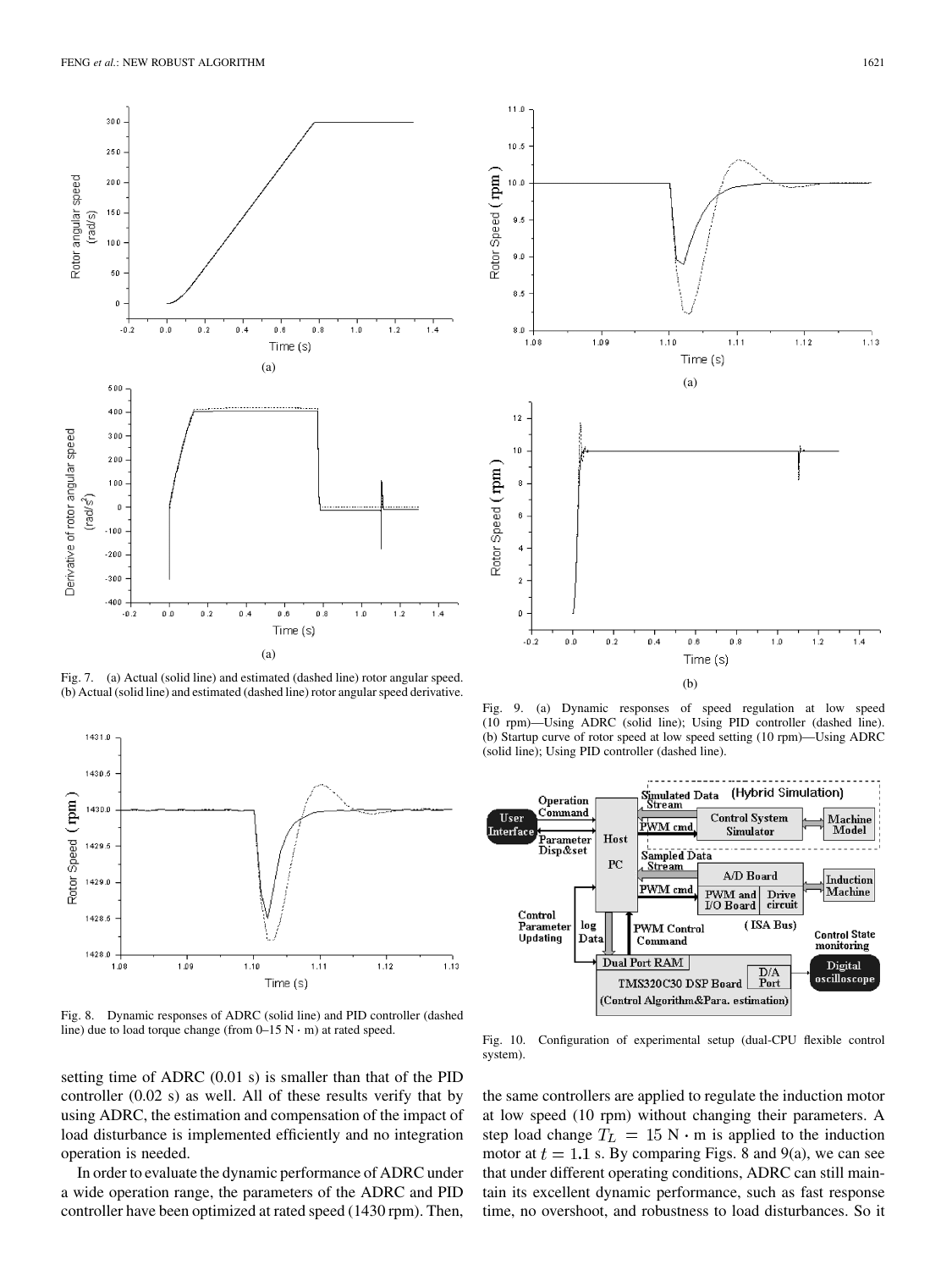Fig. 7. (a) Actual (solid line) and estimated (dashed line) rotor angular speed. (b) Actual (solid line) and estimated (dashed line) rotor angular speed derivative.

Fig. 8. Dynamic responses of ADRC (solid line) and PID controller (dashed line) due to load torque change (from 0–15 $\mathrm{N \cdot m}$) at rated speed.

Fig. 9. (a) Dynamic responses of speed regulation at low speed (10 rpm)—Using ADRC (solid line); Using PID controller (dashed line). (b) Startup curve of rotor speed at low speed setting (10 rpm)—Using ADRC (solid line); Using PID controller (dashed line).

Fig. 10. Configuration of experimental setup (dual-CPU flexible control system).

setting time of ADRC (0.01 s) is smaller than that of the PID controller (0.02 s) as well. All of these results verify that by using ADRC, the estimation and compensation of the impact of load disturbance is implemented efficiently and no integration operation is needed.

In order to evaluate the dynamic performance of ADRC under a wide operation range, the parameters of the ADRC and PID controller have been optimized at rated speed (1430 rpm). Then, the same controllers are applied to regulate the induction motor at low speed (10 rpm) without changing their parameters. A step load change $T_L = 15\ \mathrm{N \cdot m}$ is applied to the induction motor at $t = 1.1$ s. By comparing Figs. 8 and 9(a), we can see that under different operating conditions, ADRC can still maintain its excellent dynamic performance, such as fast response time, no overshoot, and robustness to load disturbances. So it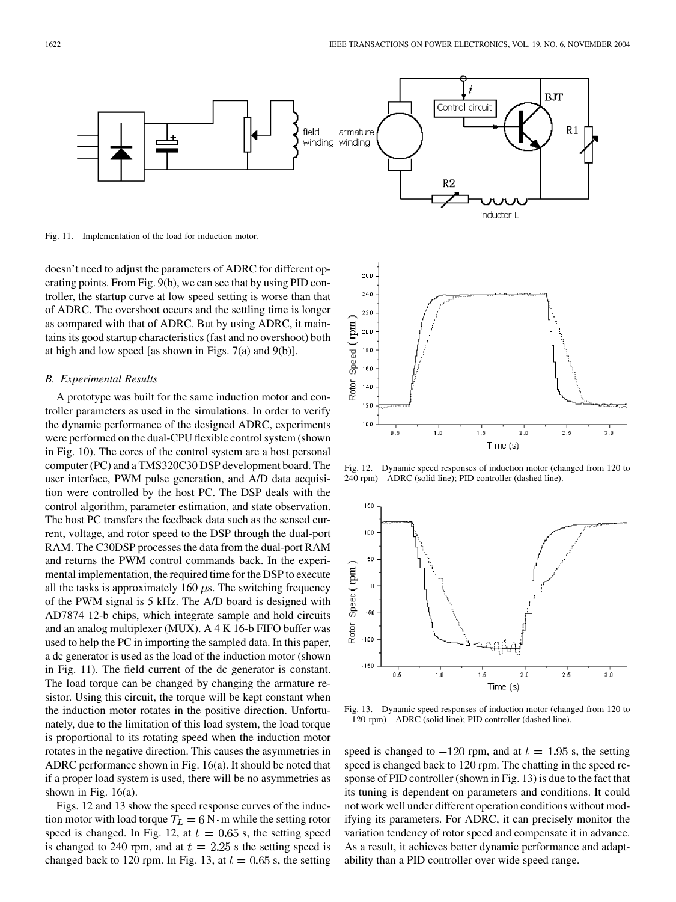Fig. 11. Implementation of the load for induction motor.

doesn't need to adjust the parameters of ADRC for different operating points. From Fig. 9(b), we can see that by using PID controller, the startup curve at low speed setting is worse than that of ADRC. The overshoot occurs and the settling time is longer as compared with that of ADRC. But by using ADRC, it maintains its good startup characteristics (fast and no overshoot) both at high and low speed [as shown in Figs. 7(a) and 9(b)].

### B. Experimental Results

A prototype was built for the same induction motor and controller parameters as used in the simulations. In order to verify the dynamic performance of the designed ADRC, experiments were performed on the dual-CPU flexible control system (shown in Fig. 10). The cores of the control system are a host personal computer (PC) and a TMS320C30 DSP development board. The user interface, PWM pulse generation, and A/D data acquisition were controlled by the host PC. The DSP deals with the control algorithm, parameter estimation, and state observation. The host PC transfers the feedback data such as the sensed current, voltage, and rotor speed to the DSP through the dual-port RAM. The C30DSP processes the data from the dual-port RAM and returns the PWM control commands back. In the experimental implementation, the required time for the DSP to execute all the tasks is approximately 160 $\mu$s. The switching frequency of the PWM signal is 5 kHz. The A/D board is designed with AD7874 12-b chips, which integrate sample and hold circuits and an analog multiplexer (MUX). A 4 K 16-b FIFO buffer was used to help the PC in importing the sampled data. In this paper, a dc generator is used as the load of the induction motor (shown in Fig. 11). The field current of the dc generator is constant. The load torque can be changed by changing the armature resistor. Using this circuit, the torque will be kept constant when the induction motor rotates in the positive direction. Unfortunately, due to the limitation of this load system, the load torque is proportional to its rotating speed when the induction motor rotates in the negative direction. This causes the asymmetries in ADRC performance shown in Fig. 16(a). It should be noted that if a proper load system is used, there will be no asymmetries as shown in Fig. 16(a).

Figs. 12 and 13 show the speed response curves of the induction motor with load torque $T_L = 6\,\text{N}\cdot\text{m}$ while the setting rotor speed is changed. In Fig. 12, at $t = 0.65$ s, the setting speed is changed to 240 rpm, and at $t = 2.25$ s the setting speed is changed back to 120 rpm. In Fig. 13, at $t = 0.65$ s, the setting speed is changed to $-120$ rpm, and at $t = 1.95$ s, the setting speed is changed back to 120 rpm. The chatting in the speed response of PID controller (shown in Fig. 13) is due to the fact that its tuning is dependent on parameters and conditions. It could not work well under different operation conditions without modifying its parameters. For ADRC, it can precisely monitor the variation tendency of rotor speed and compensate it in advance. As a result, it achieves better dynamic performance and adaptability than a PID controller over wide speed range.

Fig. 12. Dynamic speed responses of induction motor (changed from 120 to 240 rpm)—ADRC (solid line); PID controller (dashed line).

Fig. 13. Dynamic speed responses of induction motor (changed from 120 to $-120$ rpm)—ADRC (solid line); PID controller (dashed line).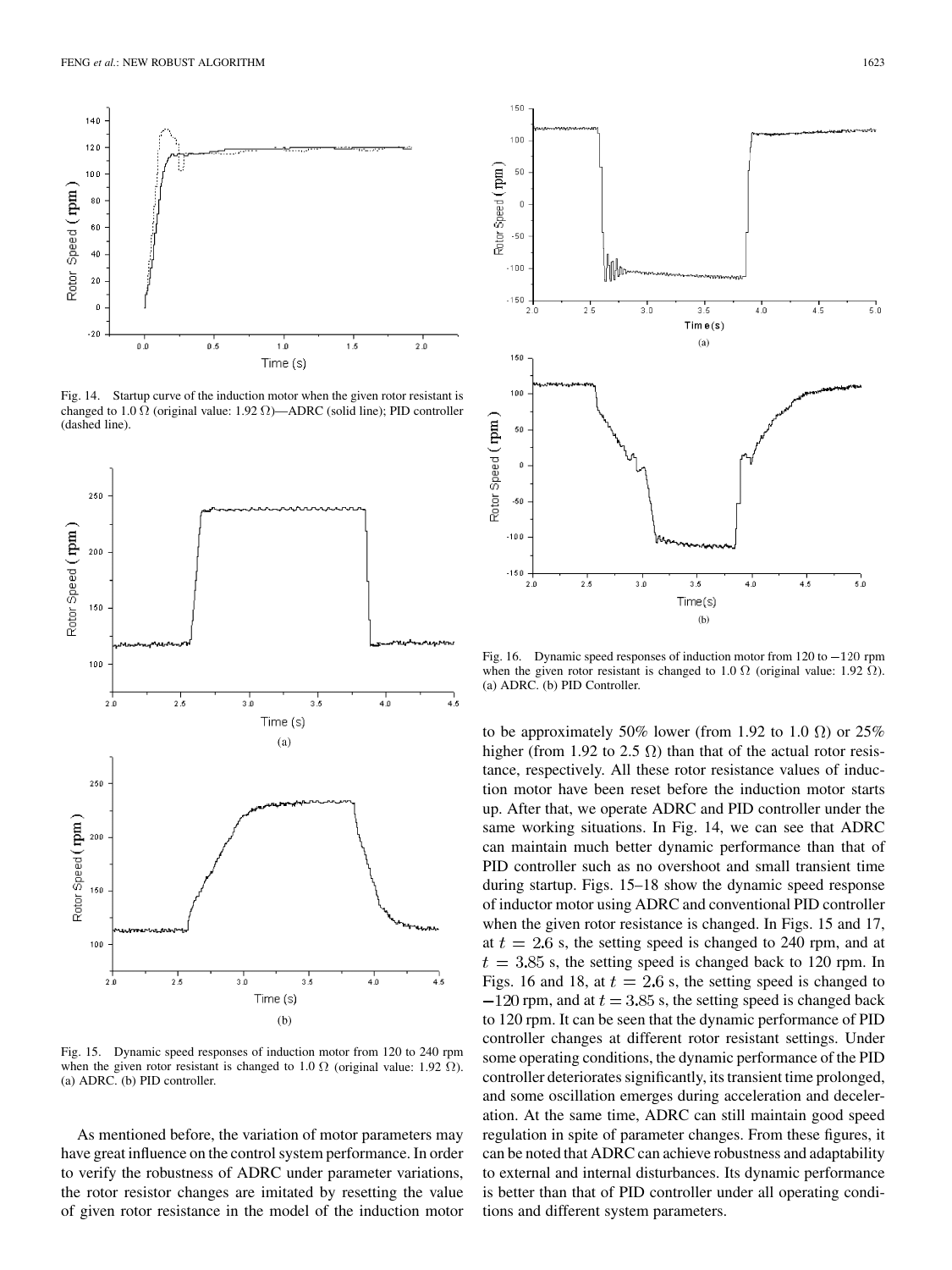Fig. 14. Startup curve of the induction motor when the given rotor resistant is changed to 1.0 Ω (original value: 1.92 Ω)—ADRC (solid line); PID controller (dashed line).

Fig. 15. Dynamic speed responses of induction motor from 120 to 240 rpm when the given rotor resistant is changed to 1.0 Ω (original value: 1.92 Ω). (a) ADRC. (b) PID controller.

Fig. 16. Dynamic speed responses of induction motor from 120 to $-120$ rpm when the given rotor resistant is changed to 1.0 Ω (original value: 1.92 Ω). (a) ADRC. (b) PID Controller.

As mentioned before, the variation of motor parameters may have great influence on the control system performance. In order to verify the robustness of ADRC under parameter variations, the rotor resistor changes are imitated by resetting the value of given rotor resistance in the model of the induction motor to be approximately 50% lower (from 1.92 to 1.0 Ω) or 25% higher (from 1.92 to 2.5 Ω) than that of the actual rotor resistance, respectively. All these rotor resistance values of induction motor have been reset before the induction motor starts up. After that, we operate ADRC and PID controller under the same working situations. In Fig. 14, we can see that ADRC can maintain much better dynamic performance than that of PID controller such as no overshoot and small transient time during startup. Figs. 15–18 show the dynamic speed response of inductor motor using ADRC and conventional PID controller when the given rotor resistance is changed. In Figs. 15 and 17, at $t = 2.6$ s, the setting speed is changed to 240 rpm, and at $t = 3.85$ s, the setting speed is changed back to 120 rpm. In Figs. 16 and 18, at $t = 2.6$ s, the setting speed is changed to $-120$ rpm, and at $t = 3.85$ s, the setting speed is changed back to 120 rpm. It can be seen that the dynamic performance of PID controller changes at different rotor resistant settings. Under some operating conditions, the dynamic performance of the PID controller deteriorates significantly, its transient time prolonged, and some oscillation emerges during acceleration and deceleration. At the same time, ADRC can still maintain good speed regulation in spite of parameter changes. From these figures, it can be noted that ADRC can achieve robustness and adaptability to external and internal disturbances. Its dynamic performance is better than that of PID controller under all operating conditions and different system parameters.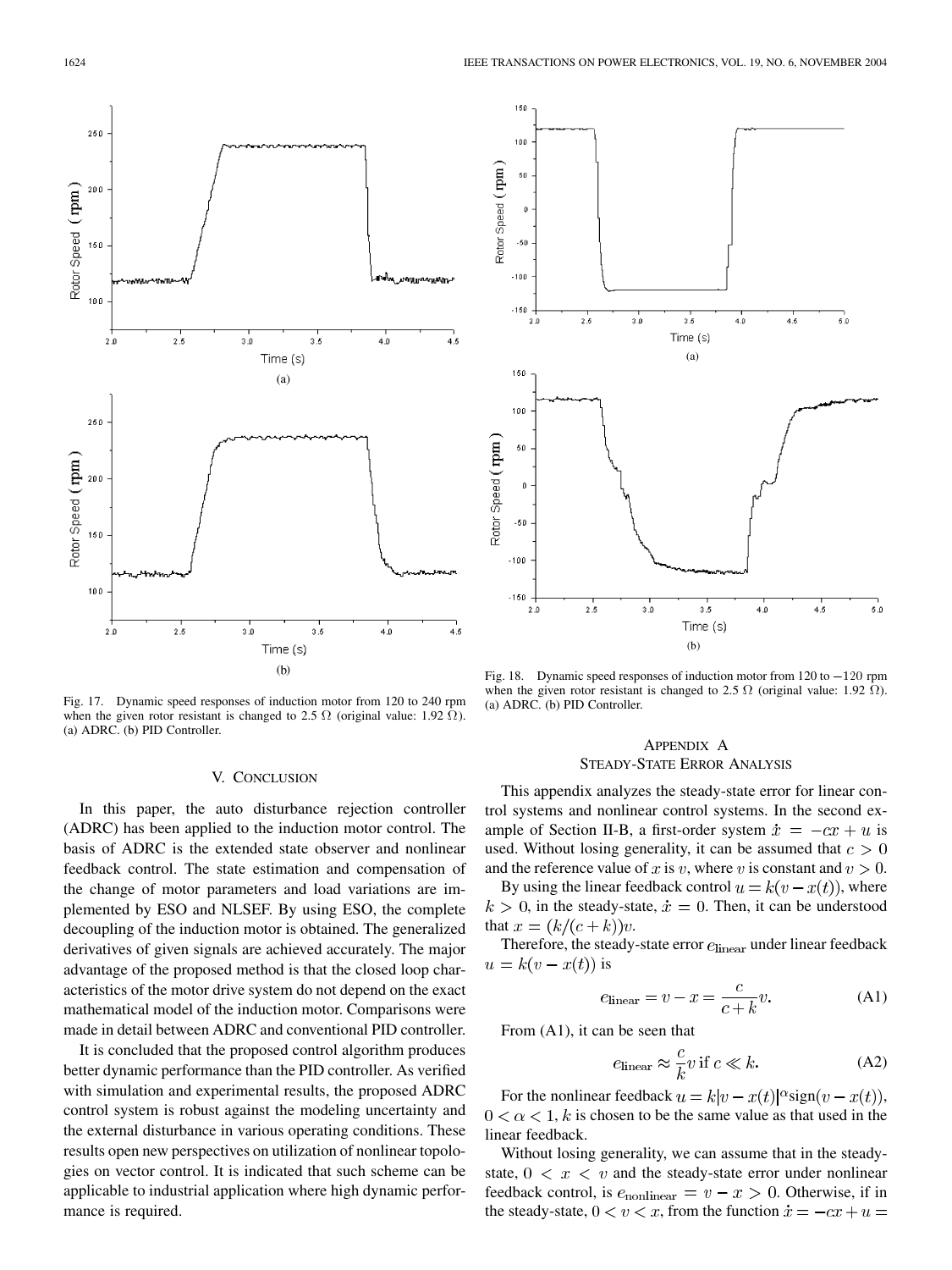Fig. 17. Dynamic speed responses of induction motor from 120 to 240 rpm when the given rotor resistant is changed to 2.5 Ω (original value: 1.92 Ω). (a) ADRC. (b) PID Controller.

Fig. 18. Dynamic speed responses of induction motor from 120 to −120 rpm when the given rotor resistant is changed to 2.5 Ω (original value: 1.92 Ω). (a) ADRC. (b) PID Controller.

## V. Conclusion

In this paper, the auto disturbance rejection controller (ADRC) has been applied to the induction motor control. The basis of ADRC is the extended state observer and nonlinear feedback control. The state estimation and compensation of the change of motor parameters and load variations are implemented by ESO and NLSEF. By using ESO, the complete decoupling of the induction motor is obtained. The generalized derivatives of given signals are achieved accurately. The major advantage of the proposed method is that the closed loop characteristics of the motor drive system do not depend on the exact mathematical model of the induction motor. Comparisons were made in detail between ADRC and conventional PID controller.

It is concluded that the proposed control algorithm produces better dynamic performance than the PID controller. As verified with simulation and experimental results, the proposed ADRC control system is robust against the modeling uncertainty and the external disturbance in various operating conditions. These results open new perspectives on utilization of nonlinear topologies on vector control. It is indicated that such scheme can be applicable to industrial application where high dynamic performance is required.

## Appendix A
## Steady-State Error Analysis

This appendix analyzes the steady-state error for linear control systems and nonlinear control systems. In the second example of Section II-B, a first-order system $\dot{x} = -cx + u$ is used. Without losing generality, it can be assumed that $c > 0$ and the reference value of $x$ is $v$, where $v$ is constant and $v > 0$.

By using the linear feedback control $u = k(v - x(t))$, where $k > 0$, in the steady-state, $\dot{x} = 0$. Then, it can be understood that $x = (k/(c+k))v$.

Therefore, the steady-state error $e_{\text{linear}}$ under linear feedback $u = k(v - x(t))$ is

$$e_{\text{linear}} = v - x = \frac{c}{c+k}v. \tag{A1}$$

From (A1), it can be seen that

$$e_{\text{linear}} \approx \frac{c}{k}v \text{ if } c \ll k. \tag{A2}$$

For the nonlinear feedback $u = k|v - x(t)|^{\alpha}\text{sign}(v - x(t))$, $0 < \alpha < 1$, $k$ is chosen to be the same value as that used in the linear feedback.

Without losing generality, we can assume that in the steady-state, $0 < x < v$ and the steady-state error under nonlinear feedback control, is $e_{\text{nonlinear}} = v - x > 0$. Otherwise, if in the steady-state, $0 < v < x$, from the function $\dot{x} = -cx + u =$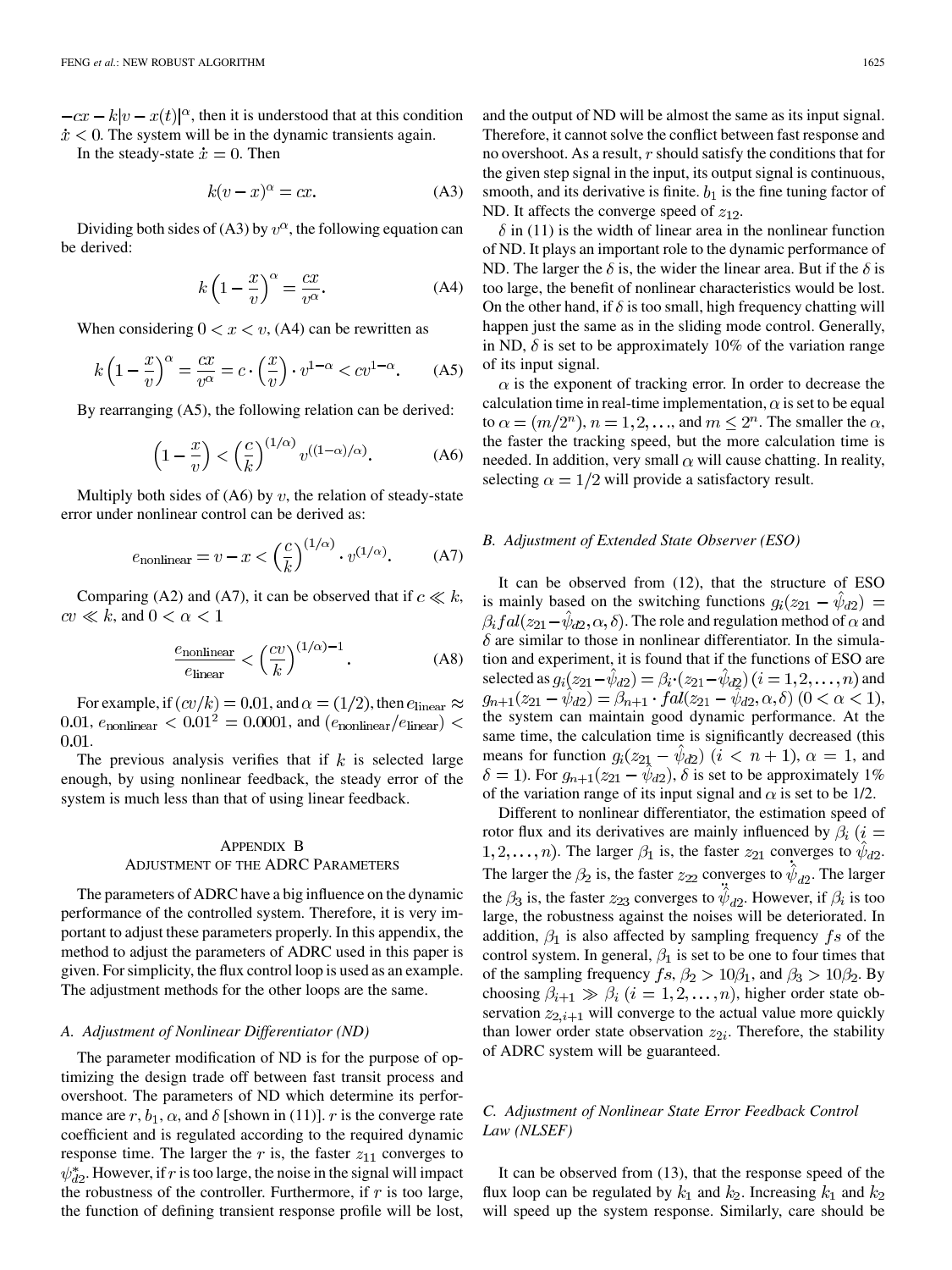$-cx - k|v - x(t)|^{\alpha}$, then it is understood that at this condition $\dot{x} < 0$. The system will be in the dynamic transients again.

In the steady-state $\dot{x} = 0$. Then

$$k(v - x)^{\alpha} = cx. \tag{A3}$$

Dividing both sides of (A3) by $v^{\alpha}$, the following equation can be derived:

$$k\left(1 - \frac{x}{v}\right)^{\alpha} = \frac{cx}{v^{\alpha}}. \tag{A4}$$

When considering $0 < x < v$, (A4) can be rewritten as

$$k\left(1 - \frac{x}{v}\right)^{\alpha} = \frac{cx}{v^{\alpha}} = c \cdot \left(\frac{x}{v}\right) \cdot v^{1-\alpha} < cv^{1-\alpha}. \tag{A5}$$

By rearranging (A5), the following relation can be derived:

$$\left(1 - \frac{x}{v}\right) < \left(\frac{c}{k}\right)^{(1/\alpha)} v^{((1-\alpha)/\alpha)}. \tag{A6}$$

Multiply both sides of (A6) by $v$, the relation of steady-state error under nonlinear control can be derived as:

$$e_{\text{nonlinear}} = v - x < \left(\frac{c}{k}\right)^{(1/\alpha)} \cdot v^{(1/\alpha)}. \tag{A7}$$

Comparing (A2) and (A7), it can be observed that if $c \ll k$, $cv \ll k$, and $0 < \alpha < 1$

$$\frac{e_{\text{nonlinear}}}{e_{\text{linear}}} < \left(\frac{cv}{k}\right)^{(1/\alpha)-1}. \tag{A8}$$

For example, if $(cv/k) = 0.01$, and $\alpha = (1/2)$, then $e_{\text{linear}} \approx 0.01$, $e_{\text{nonlinear}} < 0.01^2 = 0.0001$, and $(e_{\text{nonlinear}}/e_{\text{linear}}) < 0.01$.

The previous analysis verifies that if $k$ is selected large enough, by using nonlinear feedback, the steady error of the system is much less than that of using linear feedback.

## APPENDIX B
## ADJUSTMENT OF THE ADRC PARAMETERS

The parameters of ADRC have a big influence on the dynamic performance of the controlled system. Therefore, it is very important to adjust these parameters properly. In this appendix, the method to adjust the parameters of ADRC used in this paper is given. For simplicity, the flux control loop is used as an example. The adjustment methods for the other loops are the same.

### *A. Adjustment of Nonlinear Differentiator (ND)*

The parameter modification of ND is for the purpose of optimizing the design trade off between fast transit process and overshoot. The parameters of ND which determine its performance are $r$, $b_1$, $\alpha$, and $\delta$ [shown in (11)]. $r$ is the converge rate coefficient and is regulated according to the required dynamic response time. The larger the $r$ is, the faster $z_{11}$ converges to $\psi_{d2}^{*}$. However, if $r$ is too large, the noise in the signal will impact the robustness of the controller. Furthermore, if $r$ is too large, the function of defining transient response profile will be lost, and the output of ND will be almost the same as its input signal. Therefore, it cannot solve the conflict between fast response and no overshoot. As a result, $r$ should satisfy the conditions that for the given step signal in the input, its output signal is continuous, smooth, and its derivative is finite. $b_1$ is the fine tuning factor of ND. It affects the converge speed of $z_{12}$.

$\delta$ in (11) is the width of linear area in the nonlinear function of ND. It plays an important role to the dynamic performance of ND. The larger the $\delta$ is, the wider the linear area. But if the $\delta$ is too large, the benefit of nonlinear characteristics would be lost. On the other hand, if $\delta$ is too small, high frequency chatting will happen just the same as in the sliding mode control. Generally, in ND, $\delta$ is set to be approximately 10% of the variation range of its input signal.

$\alpha$ is the exponent of tracking error. In order to decrease the calculation time in real-time implementation, $\alpha$ is set to be equal to $\alpha = (m/2^n)$, $n = 1, 2, \ldots$, and $m \le 2^n$. The smaller the $\alpha$, the faster the tracking speed, but the more calculation time is needed. In addition, very small $\alpha$ will cause chatting. In reality, selecting $\alpha = 1/2$ will provide a satisfactory result.

### *B. Adjustment of Extended State Observer (ESO)*

It can be observed from (12), that the structure of ESO is mainly based on the switching functions $g_i(z_{21} - \hat{\psi}_{d2}) = \beta_i fal(z_{21} - \hat{\psi}_{d2}, \alpha, \delta)$. The role and regulation method of $\alpha$ and $\delta$ are similar to those in nonlinear differentiator. In the simulation and experiment, it is found that if the functions of ESO are selected as $g_i(z_{21} - \hat{\psi}_{d2}) = \beta_i \cdot (z_{21} - \hat{\psi}_{d2})$ $(i = 1, 2, \ldots, n)$ and $g_{n+1}(z_{21} - \hat{\psi}_{d2}) = \beta_{n+1} \cdot fal(z_{21} - \hat{\psi}_{d2}, \alpha, \delta)$ $(0 < \alpha < 1)$, the system can maintain good dynamic performance. At the same time, the calculation time is significantly decreased (this means for function $g_i(z_{21} - \hat{\psi}_{d2})$ $(i < n + 1)$, $\alpha = 1$, and $\delta = 1$). For $g_{n+1}(z_{21} - \hat{\psi}_{d2})$, $\delta$ is set to be approximately 1% of the variation range of its input signal and $\alpha$ is set to be 1/2.

Different to nonlinear differentiator, the estimation speed of rotor flux and its derivatives are mainly influenced by $\beta_i$ $(i = 1, 2, \ldots, n)$. The larger $\beta_1$ is, the faster $z_{21}$ converges to $\hat{\psi}_{d2}$. The larger the $\beta_2$ is, the faster $z_{22}$ converges to $\dot{\hat{\psi}}_{d2}$. The larger the $\beta_3$ is, the faster $z_{23}$ converges to $\ddot{\hat{\psi}}_{d2}$. However, if $\beta_i$ is too large, the robustness against the noises will be deteriorated. In addition, $\beta_1$ is also affected by sampling frequency $fs$ of the control system. In general, $\beta_1$ is set to be one to four times that of the sampling frequency $fs$, $\beta_2 > 10\beta_1$, and $\beta_3 > 10\beta_2$. By choosing $\beta_{i+1} \gg \beta_i$ $(i = 1, 2, \ldots, n)$, higher order state observation $z_{2,i+1}$ will converge to the actual value more quickly than lower order state observation $z_{2i}$. Therefore, the stability of ADRC system will be guaranteed.

### *C. Adjustment of Nonlinear State Error Feedback Control Law (NLSEF)*

It can be observed from (13), that the response speed of the flux loop can be regulated by $k_1$ and $k_2$. Increasing $k_1$ and $k_2$ will speed up the system response. Similarly, care should be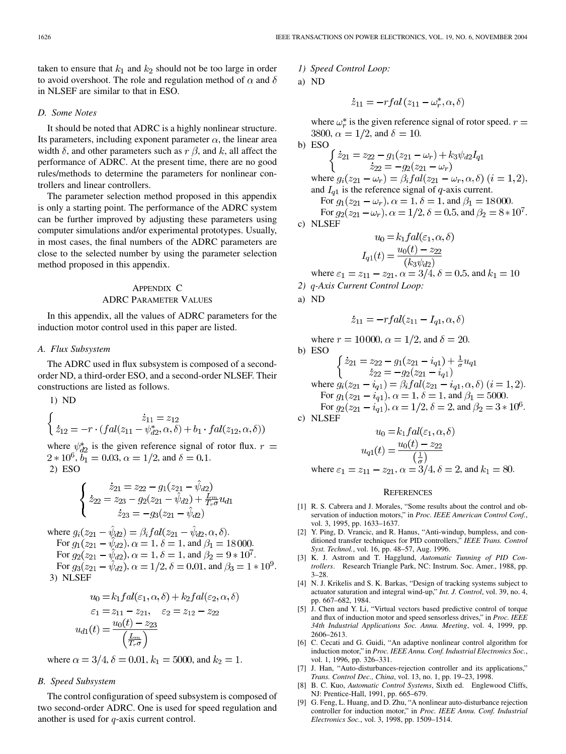taken to ensure that $k_1$ and $k_2$ should not be too large in order to avoid overshoot. The role and regulation method of $\alpha$ and $\delta$ in NLSEF are similar to that in ESO.

### D. Some Notes

It should be noted that ADRC is a highly nonlinear structure. Its parameters, including exponent parameter $\alpha$, the linear area width $\delta$, and other parameters such as $r$ $\beta$, and $k$, all affect the performance of ADRC. At the present time, there are no good rules/methods to determine the parameters for nonlinear controllers and linear controllers.

The parameter selection method proposed in this appendix is only a starting point. The performance of the ADRC system can be further improved by adjusting these parameters using computer simulations and/or experimental prototypes. Usually, in most cases, the final numbers of the ADRC parameters are close to the selected number by using the parameter selection method proposed in this appendix.

## Appendix C
## ADRC Parameter Values

In this appendix, all the values of ADRC parameters for the induction motor control used in this paper are listed.

### A. Flux Subsystem

The ADRC used in flux subsystem is composed of a second-order ND, a third-order ESO, and a second-order NLSEF. Their constructions are listed as follows.

1) ND

$$\begin{cases} \dot{z}_{11} = z_{12} \\ \dot{z}_{12} = -r \cdot (fal(z_{11} - \psi_{d2}^*, \alpha, \delta) + b_1 \cdot fal(z_{12}, \alpha, \delta)) \end{cases}$$

where $\psi_{d2}^*$ is the given reference signal of rotor flux. $r = 2 * 10^6$, $b_1 = 0.03$, $\alpha = 1/2$, and $\delta = 0.1$.

2) ESO

$$\begin{cases} \dot{z}_{21} = z_{22} - g_1(z_{21} - \hat{\psi}_{d2}) \\ \dot{z}_{22} = z_{23} - g_2(z_{21} - \hat{\psi}_{d2}) + \frac{L_m}{T_r \sigma} u_{d1} \\ \dot{z}_{23} = -g_3(z_{21} - \hat{\psi}_{d2}) \end{cases}$$

where $g_i(z_{21} - \hat{\psi}_{d2}) = \beta_i fal(z_{21} - \hat{\psi}_{d2}, \alpha, \delta)$.

For $g_1(z_{21} - \hat{\psi}_{d2})$, $\alpha = 1$, $\delta = 1$, and $\beta_1 = 18\,000$.

For $g_2(z_{21} - \hat{\psi}_{d2})$, $\alpha = 1$, $\delta = 1$, and $\beta_2 = 9 * 10^7$.

For $g_3(z_{21} - \hat{\psi}_{d2})$, $\alpha = 1/2$, $\delta = 0.01$, and $\beta_3 = 1 * 10^9$.

3) NLSEF

$$u_0 = k_1 fal(\varepsilon_1, \alpha, \delta) + k_2 fal(\varepsilon_2, \alpha, \delta)$$
$$\varepsilon_1 = z_{11} - z_{21}, \quad \varepsilon_2 = z_{12} - z_{22}$$
$$u_{d1}(t) = \frac{u_0(t) - z_{23}}{\left(\frac{L_m}{T_r \sigma}\right)}$$

where $\alpha = 3/4$, $\delta = 0.01$, $k_1 = 5000$, and $k_2 = 1$.

### B. Speed Subsystem

The control configuration of speed subsystem is composed of two second-order ADRC. One is used for speed regulation and another is used for $q$-axis current control.

*1) Speed Control Loop:*

a) ND

$$\dot{z}_{11} = -r fal(z_{11} - \omega_r^*, \alpha, \delta)$$

where $\omega_r^*$ is the given reference signal of rotor speed. $r = 3800$, $\alpha = 1/2$, and $\delta = 10$.

b) ESO

$$\begin{cases} \dot{z}_{21} = z_{22} - g_1(z_{21} - \omega_r) + k_3 \psi_{d2} I_{q1} \\ \dot{z}_{22} = -g_2(z_{21} - \omega_r) \end{cases}$$

where $g_i(z_{21} - \omega_r) = \beta_i fal(z_{21} - \omega_r, \alpha, \delta)$ $(i = 1, 2)$, and $I_{q1}$ is the reference signal of $q$-axis current.

For $g_1(z_{21} - \omega_r)$, $\alpha = 1$, $\delta = 1$, and $\beta_1 = 18\,000$.

For $g_2(z_{21} - \omega_r)$, $\alpha = 1/2$, $\delta = 0.5$, and $\beta_2 = 8 * 10^7$.

c) NLSEF

$$u_0 = k_1 fal(\varepsilon_1, \alpha, \delta)$$
$$I_{q1}(t) = \frac{u_0(t) - z_{22}}{(k_3 \psi_{d2})}$$

where $\varepsilon_1 = z_{11} - z_{21}$, $\alpha = 3/4$, $\delta = 0.5$, and $k_1 = 10$

*2) q-Axis Current Control Loop:*

a) ND

$$\dot{z}_{11} = -r fal(z_{11} - I_{q1}, \alpha, \delta)$$

where $r = 10\,000$, $\alpha = 1/2$, and $\delta = 20$.

b) ESO

$$\begin{cases} \dot{z}_{21} = z_{22} - g_1(z_{21} - i_{q1}) + \frac{1}{\sigma} u_{q1} \\ \dot{z}_{22} = -g_2(z_{21} - i_{q1}) \end{cases}$$

where $g_i(z_{21} - i_{q1}) = \beta_i fal(z_{21} - i_{q1}, \alpha, \delta)$ $(i = 1, 2)$.

For $g_1(z_{21} - i_{q1})$, $\alpha = 1$, $\delta = 1$, and $\beta_1 = 5000$.

For $g_2(z_{21} - i_{q1})$, $\alpha = 1/2$, $\delta = 2$, and $\beta_2 = 3 * 10^6$.

c) NLSEF

$$u_0 = k_1 fal(\varepsilon_1, \alpha, \delta)$$
$$u_{q1}(t) = \frac{u_0(t) - z_{22}}{\left(\frac{1}{\sigma}\right)}$$

where $\varepsilon_1 = z_{11} - z_{21}$, $\alpha = 3/4$, $\delta = 2$, and $k_1 = 80$.

## References

[1] R. S. Cabrera and J. Morales, "Some results about the control and observation of induction motors," in *Proc. IEEE American Control Conf.*, vol. 3, 1995, pp. 1633–1637.

[2] Y. Ping, D. Vrancic, and R. Hanus, "Anti-windup, bumpless, and conditioned transfer techniques for PID controllers," *IEEE Trans. Control Syst. Technol.*, vol. 16, pp. 48–57, Aug. 1996.

[3] K. J. Astrom and T. Hagglund, *Automatic Tunning of PID Controllers*. Research Triangle Park, NC: Instrum. Soc. Amer., 1988, pp. 3–28.

[4] N. J. Krikelis and S. K. Barkas, "Design of tracking systems subject to actuator saturation and integral wind-up," *Int. J. Control*, vol. 39, no. 4, pp. 667–682, 1984.

[5] J. Chen and Y. Li, "Virtual vectors based predictive control of torque and flux of induction motor and speed sensorless drives," in *Proc. IEEE 34th Industrial Applications Soc. Annu. Meeting*, vol. 4, 1999, pp. 2606–2613.

[6] C. Cecati and G. Guidi, "An adaptive nonlinear control algorithm for induction motor," in *Proc. IEEE Annu. Conf. Industrial Electronics Soc.*, vol. 1, 1996, pp. 326–331.

[7] J. Han, "Auto-disturbances-rejection controller and its applications," *Trans. Control Dec., China*, vol. 13, no. 1, pp. 19–23, 1998.

[8] B. C. Kuo, *Automatic Control Systems*, Sixth ed. Englewood Cliffs, NJ: Prentice-Hall, 1991, pp. 665–679.

[9] G. Feng, L. Huang, and D. Zhu, "A nonlinear auto-disturbance rejection controller for induction motor," in *Proc. IEEE Annu. Conf. Industrial Electronics Soc.*, vol. 3, 1998, pp. 1509–1514.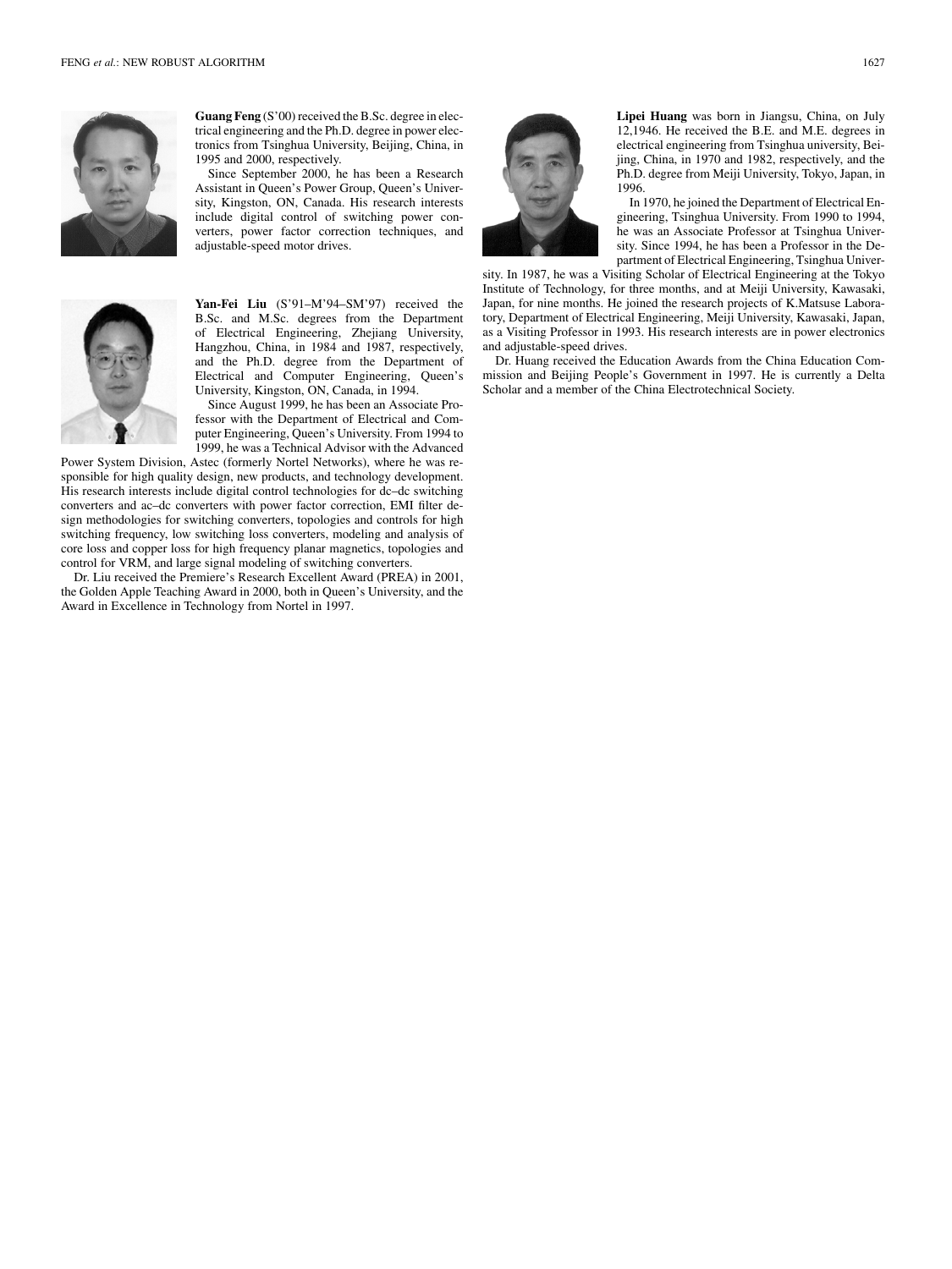**Guang Feng** (S'00) received the B.Sc. degree in electrical engineering and the Ph.D. degree in power electronics from Tsinghua University, Beijing, China, in 1995 and 2000, respectively.

Since September 2000, he has been a Research Assistant in Queen's Power Group, Queen's University, Kingston, ON, Canada. His research interests include digital control of switching power converters, power factor correction techniques, and adjustable-speed motor drives.

**Yan-Fei Liu** (S'91–M'94–SM'97) received the B.Sc. and M.Sc. degrees from the Department of Electrical Engineering, Zhejiang University, Hangzhou, China, in 1984 and 1987, respectively, and the Ph.D. degree from the Department of Electrical and Computer Engineering, Queen's University, Kingston, ON, Canada, in 1994.

Since August 1999, he has been an Associate Professor with the Department of Electrical and Computer Engineering, Queen's University. From 1994 to 1999, he was a Technical Advisor with the Advanced Power System Division, Astec (formerly Nortel Networks), where he was responsible for high quality design, new products, and technology development. His research interests include digital control technologies for dc–dc switching converters and ac–dc converters with power factor correction, EMI filter design methodologies for switching converters, topologies and controls for high switching frequency, low switching loss converters, modeling and analysis of core loss and copper loss for high frequency planar magnetics, topologies and control for VRM, and large signal modeling of switching converters.

Dr. Liu received the Premiere's Research Excellent Award (PREA) in 2001, the Golden Apple Teaching Award in 2000, both in Queen's University, and the Award in Excellence in Technology from Nortel in 1997.

**Lipei Huang** was born in Jiangsu, China, on July 12,1946. He received the B.E. and M.E. degrees in electrical engineering from Tsinghua university, Beijing, China, in 1970 and 1982, respectively, and the Ph.D. degree from Meiji University, Tokyo, Japan, in 1996.

In 1970, he joined the Department of Electrical Engineering, Tsinghua University. From 1990 to 1994, he was an Associate Professor at Tsinghua University. Since 1994, he has been a Professor in the Department of Electrical Engineering, Tsinghua University. In 1987, he was a Visiting Scholar of Electrical Engineering at the Tokyo Institute of Technology, for three months, and at Meiji University, Kawasaki, Japan, for nine months. He joined the research projects of K.Matsuse Laboratory, Department of Electrical Engineering, Meiji University, Kawasaki, Japan, as a Visiting Professor in 1993. His research interests are in power electronics and adjustable-speed drives.

Dr. Huang received the Education Awards from the China Education Commission and Beijing People's Government in 1997. He is currently a Delta Scholar and a member of the China Electrotechnical Society.